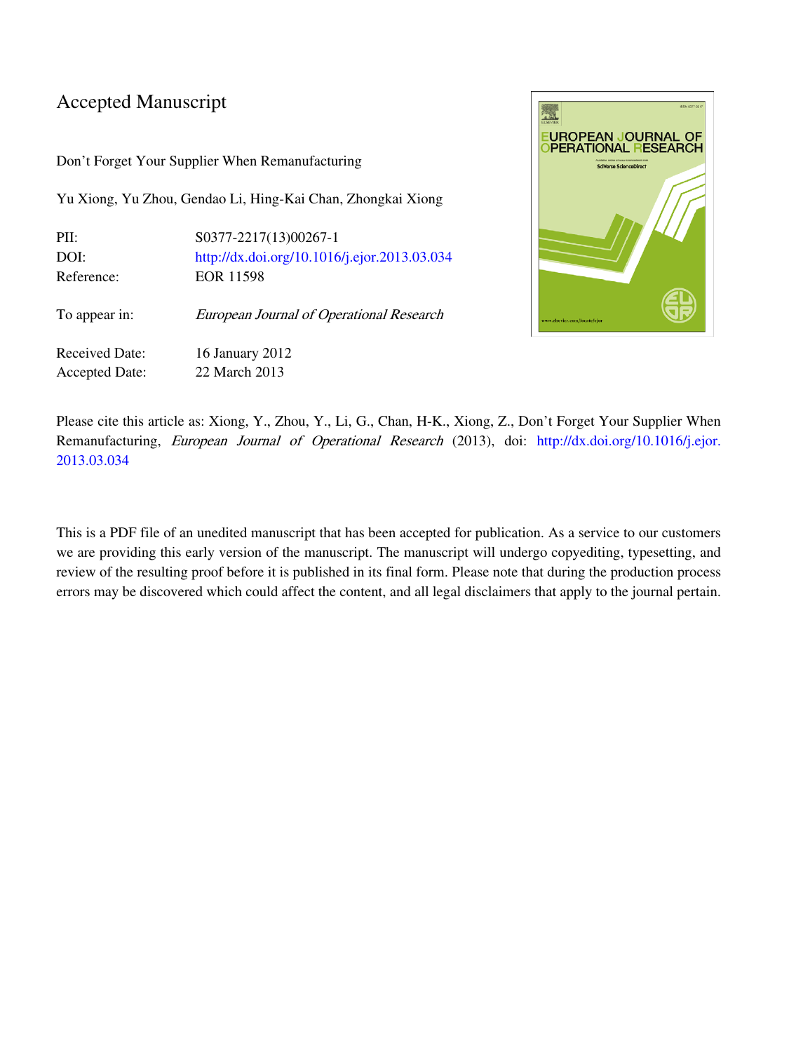# Accepted Manuscript

Don't Forget Your Supplier When Remanufacturing

Yu Xiong, Yu Zhou, Gendao Li, Hing-Kai Chan, Zhongkai Xiong

| | |
|---|---|
| PII: | S0377-2217(13)00267-1 |
| DOI: | http://dx.doi.org/10.1016/j.ejor.2013.03.034 |
| Reference: | EOR 11598 |
| To appear in: | *European Journal of Operational Research* |
| Received Date: | 16 January 2012 |
| Accepted Date: | 22 March 2013 |

Please cite this article as: Xiong, Y., Zhou, Y., Li, G., Chan, H-K., Xiong, Z., Don't Forget Your Supplier When Remanufacturing, *European Journal of Operational Research* (2013), doi: http://dx.doi.org/10.1016/j.ejor.2013.03.034

This is a PDF file of an unedited manuscript that has been accepted for publication. As a service to our customers we are providing this early version of the manuscript. The manuscript will undergo copyediting, typesetting, and review of the resulting proof before it is published in its final form. Please note that during the production process errors may be discovered which could affect the content, and all legal disclaimers that apply to the journal pertain.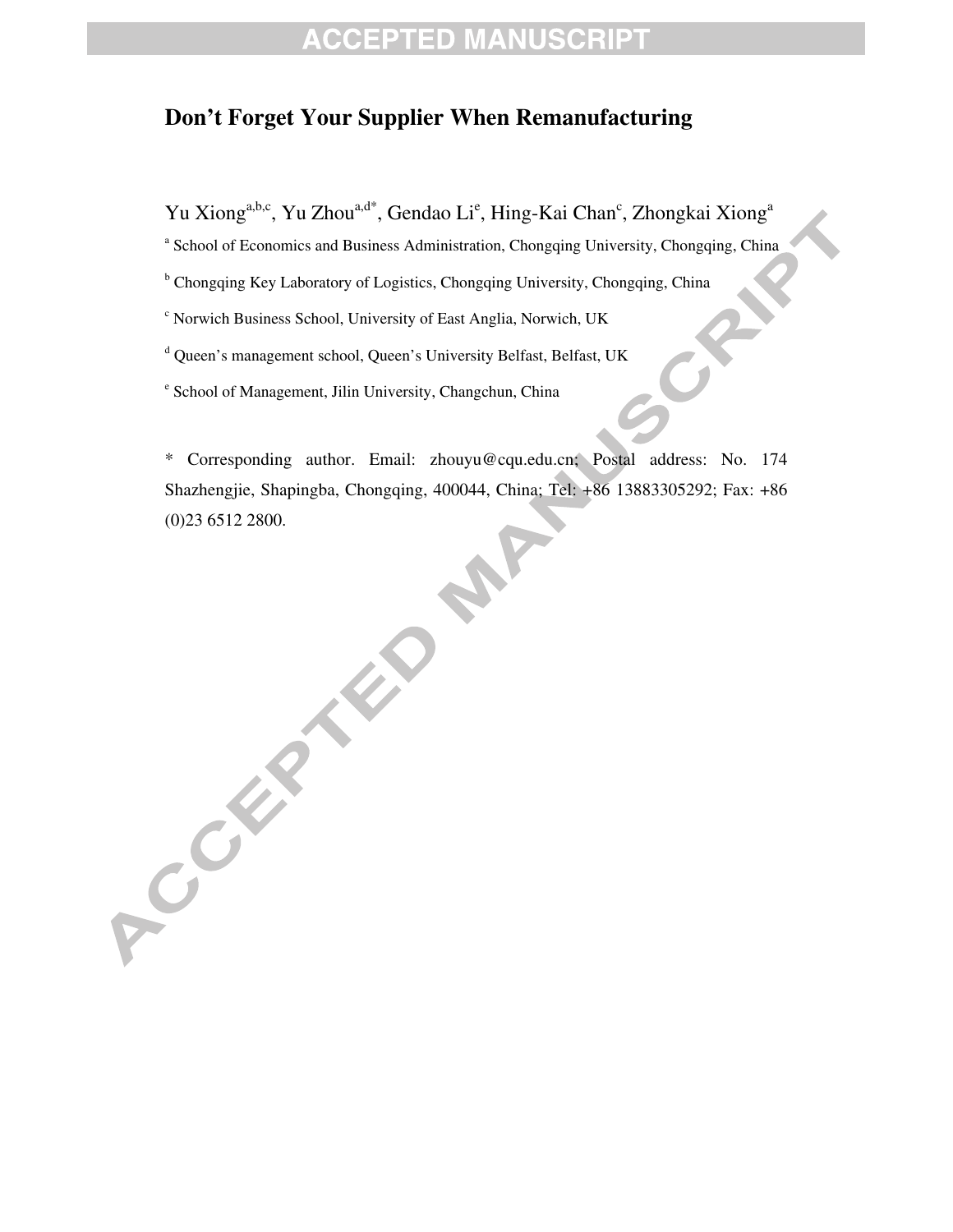# Don't Forget Your Supplier When Remanufacturing

Yu Xiong[a,b,c], Yu Zhou[a,d*], Gendao Li[e], Hing-Kai Chan[c], Zhongkai Xiong[a]

[a] School of Economics and Business Administration, Chongqing University, Chongqing, China

[b] Chongqing Key Laboratory of Logistics, Chongqing University, Chongqing, China

[c] Norwich Business School, University of East Anglia, Norwich, UK

[d] Queen's management school, Queen's University Belfast, Belfast, UK

[e] School of Management, Jilin University, Changchun, China

* Corresponding author. Email: zhouyu@cqu.edu.cn; Postal address: No. 174 Shazhengjie, Shapingba, Chongqing, 400044, China; Tel: +86 13883305292; Fax: +86 (0)23 6512 2800.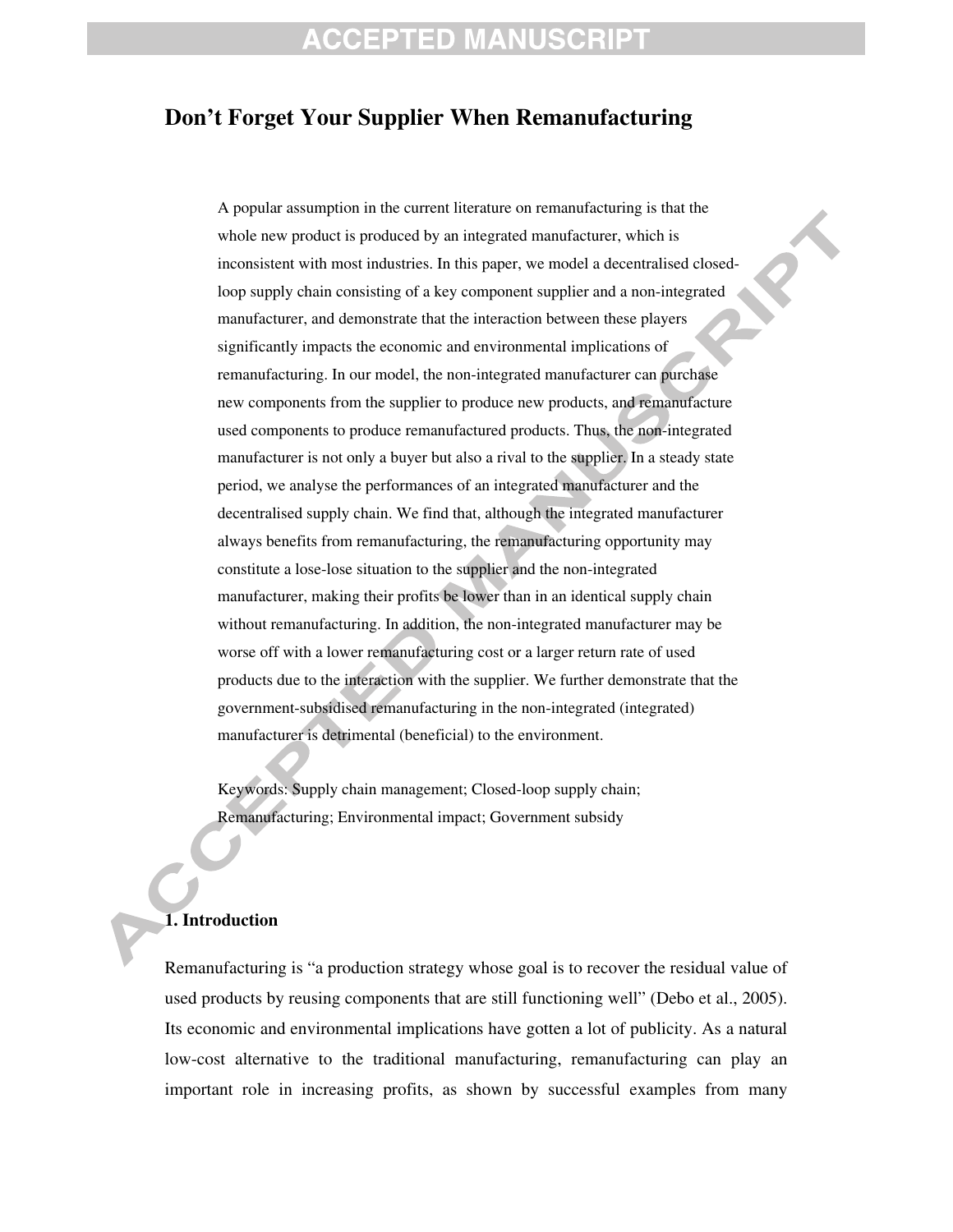# Don't Forget Your Supplier When Remanufacturing

A popular assumption in the current literature on remanufacturing is that the whole new product is produced by an integrated manufacturer, which is inconsistent with most industries. In this paper, we model a decentralised closed-loop supply chain consisting of a key component supplier and a non-integrated manufacturer, and demonstrate that the interaction between these players significantly impacts the economic and environmental implications of remanufacturing. In our model, the non-integrated manufacturer can purchase new components from the supplier to produce new products, and remanufacture used components to produce remanufactured products. Thus, the non-integrated manufacturer is not only a buyer but also a rival to the supplier. In a steady state period, we analyse the performances of an integrated manufacturer and the decentralised supply chain. We find that, although the integrated manufacturer always benefits from remanufacturing, the remanufacturing opportunity may constitute a lose-lose situation to the supplier and the non-integrated manufacturer, making their profits be lower than in an identical supply chain without remanufacturing. In addition, the non-integrated manufacturer may be worse off with a lower remanufacturing cost or a larger return rate of used products due to the interaction with the supplier. We further demonstrate that the government-subsidised remanufacturing in the non-integrated (integrated) manufacturer is detrimental (beneficial) to the environment.

Keywords: Supply chain management; Closed-loop supply chain; Remanufacturing; Environmental impact; Government subsidy

## 1. Introduction

Remanufacturing is "a production strategy whose goal is to recover the residual value of used products by reusing components that are still functioning well" (Debo et al., 2005). Its economic and environmental implications have gotten a lot of publicity. As a natural low-cost alternative to the traditional manufacturing, remanufacturing can play an important role in increasing profits, as shown by successful examples from many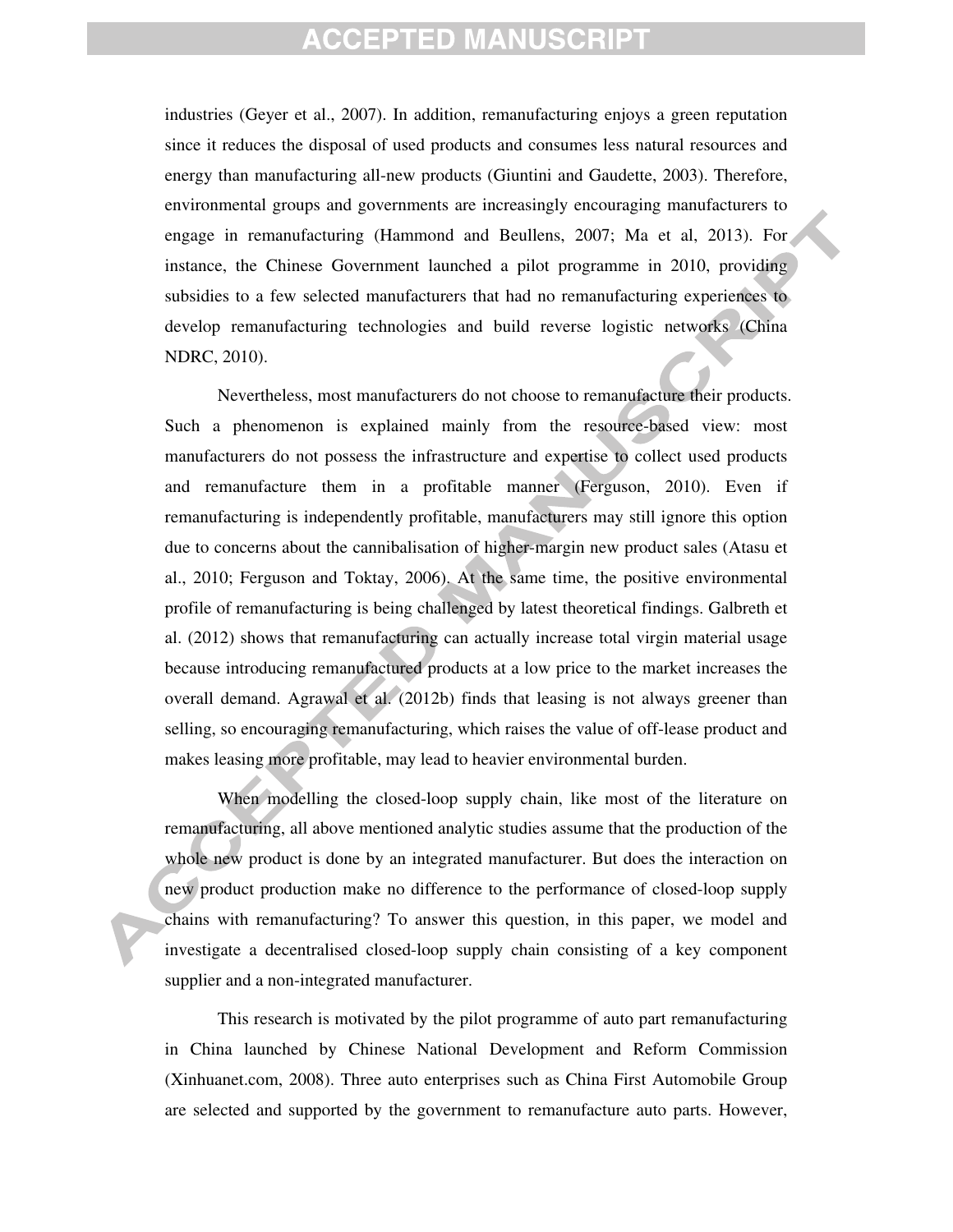industries (Geyer et al., 2007). In addition, remanufacturing enjoys a green reputation since it reduces the disposal of used products and consumes less natural resources and energy than manufacturing all-new products (Giuntini and Gaudette, 2003). Therefore, environmental groups and governments are increasingly encouraging manufacturers to engage in remanufacturing (Hammond and Beullens, 2007; Ma et al, 2013). For instance, the Chinese Government launched a pilot programme in 2010, providing subsidies to a few selected manufacturers that had no remanufacturing experiences to develop remanufacturing technologies and build reverse logistic networks (China NDRC, 2010).

Nevertheless, most manufacturers do not choose to remanufacture their products. Such a phenomenon is explained mainly from the resource-based view: most manufacturers do not possess the infrastructure and expertise to collect used products and remanufacture them in a profitable manner (Ferguson, 2010). Even if remanufacturing is independently profitable, manufacturers may still ignore this option due to concerns about the cannibalisation of higher-margin new product sales (Atasu et al., 2010; Ferguson and Toktay, 2006). At the same time, the positive environmental profile of remanufacturing is being challenged by latest theoretical findings. Galbreth et al. (2012) shows that remanufacturing can actually increase total virgin material usage because introducing remanufactured products at a low price to the market increases the overall demand. Agrawal et al. (2012b) finds that leasing is not always greener than selling, so encouraging remanufacturing, which raises the value of off-lease product and makes leasing more profitable, may lead to heavier environmental burden.

When modelling the closed-loop supply chain, like most of the literature on remanufacturing, all above mentioned analytic studies assume that the production of the whole new product is done by an integrated manufacturer. But does the interaction on new product production make no difference to the performance of closed-loop supply chains with remanufacturing? To answer this question, in this paper, we model and investigate a decentralised closed-loop supply chain consisting of a key component supplier and a non-integrated manufacturer.

This research is motivated by the pilot programme of auto part remanufacturing in China launched by Chinese National Development and Reform Commission (Xinhuanet.com, 2008). Three auto enterprises such as China First Automobile Group are selected and supported by the government to remanufacture auto parts. However,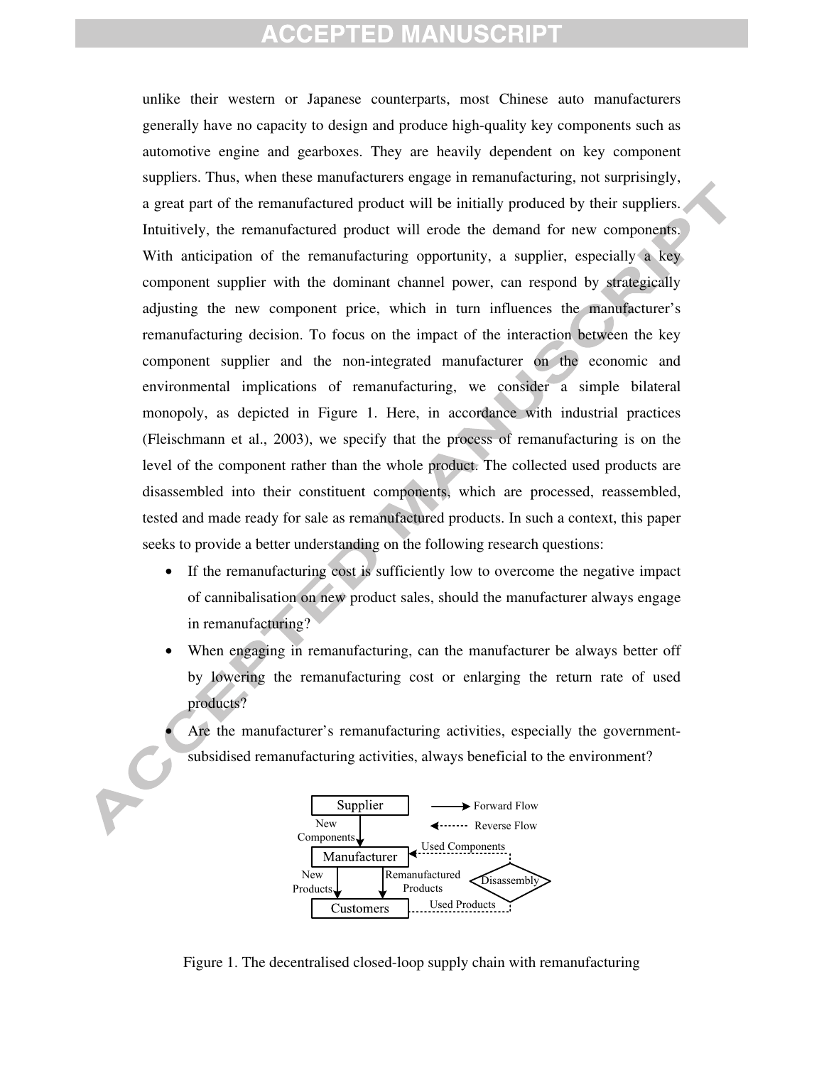unlike their western or Japanese counterparts, most Chinese auto manufacturers generally have no capacity to design and produce high-quality key components such as automotive engine and gearboxes. They are heavily dependent on key component suppliers. Thus, when these manufacturers engage in remanufacturing, not surprisingly, a great part of the remanufactured product will be initially produced by their suppliers. Intuitively, the remanufactured product will erode the demand for new components. With anticipation of the remanufacturing opportunity, a supplier, especially a key component supplier with the dominant channel power, can respond by strategically adjusting the new component price, which in turn influences the manufacturer's remanufacturing decision. To focus on the impact of the interaction between the key component supplier and the non-integrated manufacturer on the economic and environmental implications of remanufacturing, we consider a simple bilateral monopoly, as depicted in Figure 1. Here, in accordance with industrial practices (Fleischmann et al., 2003), we specify that the process of remanufacturing is on the level of the component rather than the whole product. The collected used products are disassembled into their constituent components, which are processed, reassembled, tested and made ready for sale as remanufactured products. In such a context, this paper seeks to provide a better understanding on the following research questions:

- If the remanufacturing cost is sufficiently low to overcome the negative impact of cannibalisation on new product sales, should the manufacturer always engage in remanufacturing?
- When engaging in remanufacturing, can the manufacturer be always better off by lowering the remanufacturing cost or enlarging the return rate of used products?
- Are the manufacturer's remanufacturing activities, especially the government-subsidised remanufacturing activities, always beneficial to the environment?

Figure 1. The decentralised closed-loop supply chain with remanufacturing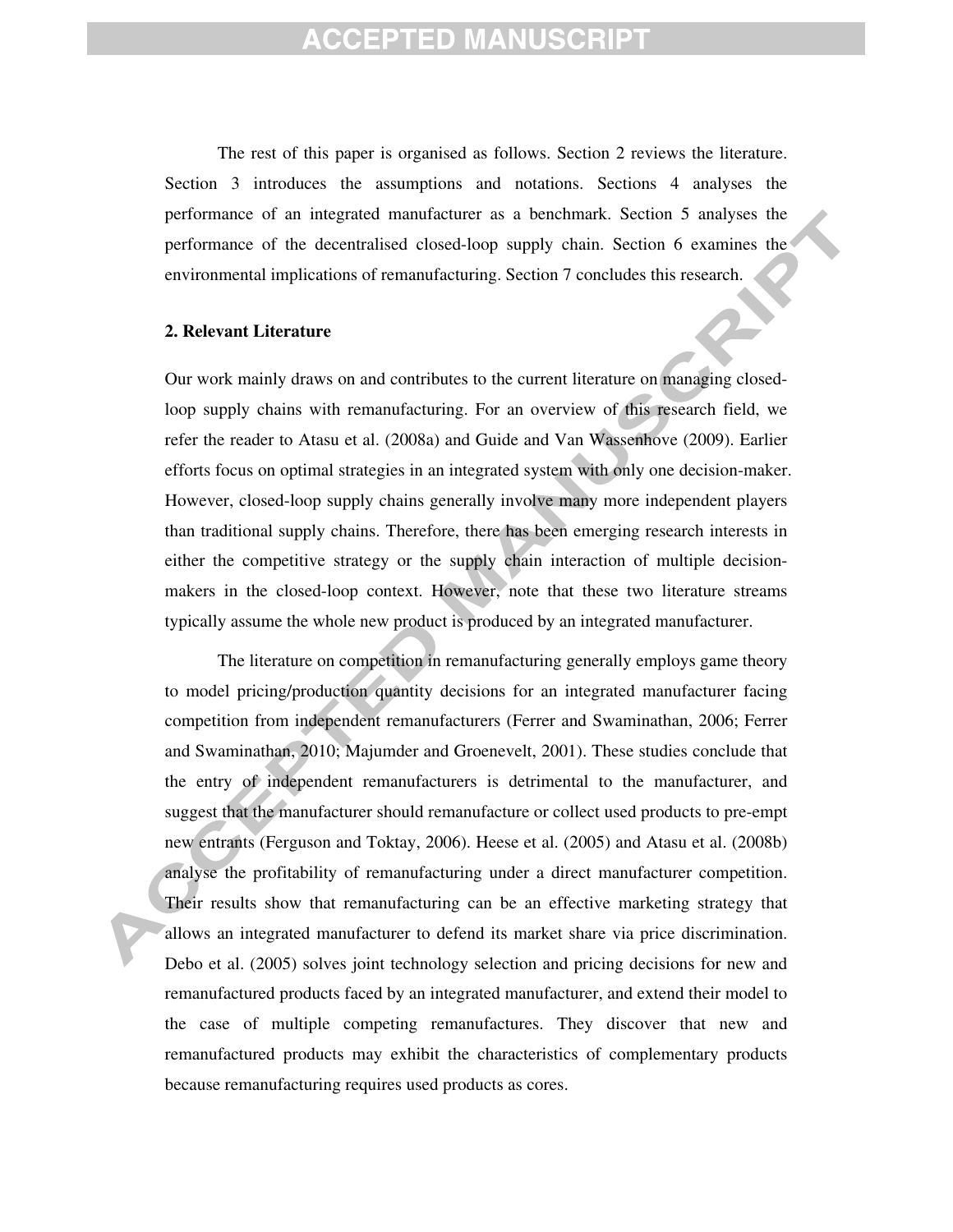The rest of this paper is organised as follows. Section 2 reviews the literature. Section 3 introduces the assumptions and notations. Sections 4 analyses the performance of an integrated manufacturer as a benchmark. Section 5 analyses the performance of the decentralised closed-loop supply chain. Section 6 examines the environmental implications of remanufacturing. Section 7 concludes this research.

## 2. Relevant Literature

Our work mainly draws on and contributes to the current literature on managing closed-loop supply chains with remanufacturing. For an overview of this research field, we refer the reader to Atasu et al. (2008a) and Guide and Van Wassenhove (2009). Earlier efforts focus on optimal strategies in an integrated system with only one decision-maker. However, closed-loop supply chains generally involve many more independent players than traditional supply chains. Therefore, there has been emerging research interests in either the competitive strategy or the supply chain interaction of multiple decision-makers in the closed-loop context. However, note that these two literature streams typically assume the whole new product is produced by an integrated manufacturer.

The literature on competition in remanufacturing generally employs game theory to model pricing/production quantity decisions for an integrated manufacturer facing competition from independent remanufacturers (Ferrer and Swaminathan, 2006; Ferrer and Swaminathan, 2010; Majumder and Groenevelt, 2001). These studies conclude that the entry of independent remanufacturers is detrimental to the manufacturer, and suggest that the manufacturer should remanufacture or collect used products to pre-empt new entrants (Ferguson and Toktay, 2006). Heese et al. (2005) and Atasu et al. (2008b) analyse the profitability of remanufacturing under a direct manufacturer competition. Their results show that remanufacturing can be an effective marketing strategy that allows an integrated manufacturer to defend its market share via price discrimination. Debo et al. (2005) solves joint technology selection and pricing decisions for new and remanufactured products faced by an integrated manufacturer, and extend their model to the case of multiple competing remanufactures. They discover that new and remanufactured products may exhibit the characteristics of complementary products because remanufacturing requires used products as cores.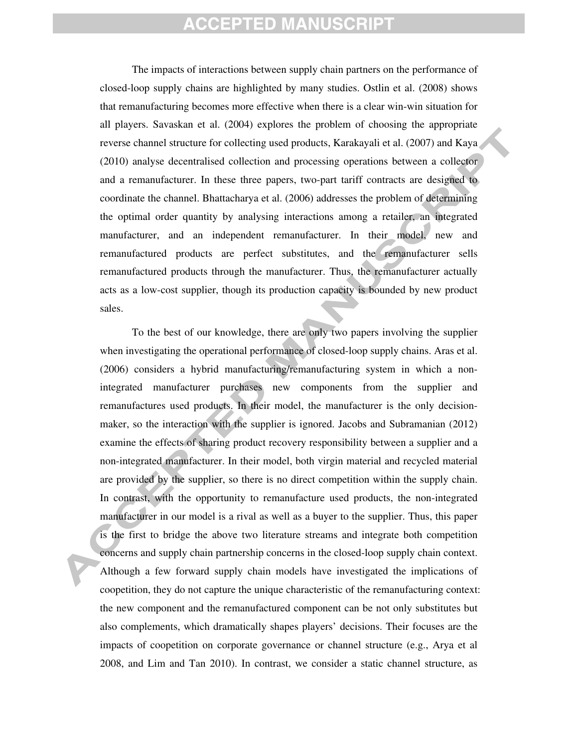The impacts of interactions between supply chain partners on the performance of closed-loop supply chains are highlighted by many studies. Ostlin et al. (2008) shows that remanufacturing becomes more effective when there is a clear win-win situation for all players. Savaskan et al. (2004) explores the problem of choosing the appropriate reverse channel structure for collecting used products, Karakayali et al. (2007) and Kaya (2010) analyse decentralised collection and processing operations between a collector and a remanufacturer. In these three papers, two-part tariff contracts are designed to coordinate the channel. Bhattacharya et al. (2006) addresses the problem of determining the optimal order quantity by analysing interactions among a retailer, an integrated manufacturer, and an independent remanufacturer. In their model, new and remanufactured products are perfect substitutes, and the remanufacturer sells remanufactured products through the manufacturer. Thus, the remanufacturer actually acts as a low-cost supplier, though its production capacity is bounded by new product sales.

To the best of our knowledge, there are only two papers involving the supplier when investigating the operational performance of closed-loop supply chains. Aras et al. (2006) considers a hybrid manufacturing/remanufacturing system in which a non-integrated manufacturer purchases new components from the supplier and remanufactures used products. In their model, the manufacturer is the only decision-maker, so the interaction with the supplier is ignored. Jacobs and Subramanian (2012) examine the effects of sharing product recovery responsibility between a supplier and a non-integrated manufacturer. In their model, both virgin material and recycled material are provided by the supplier, so there is no direct competition within the supply chain. In contrast, with the opportunity to remanufacture used products, the non-integrated manufacturer in our model is a rival as well as a buyer to the supplier. Thus, this paper is the first to bridge the above two literature streams and integrate both competition concerns and supply chain partnership concerns in the closed-loop supply chain context. Although a few forward supply chain models have investigated the implications of coopetition, they do not capture the unique characteristic of the remanufacturing context: the new component and the remanufactured component can be not only substitutes but also complements, which dramatically shapes players' decisions. Their focuses are the impacts of coopetition on corporate governance or channel structure (e.g., Arya et al 2008, and Lim and Tan 2010). In contrast, we consider a static channel structure, as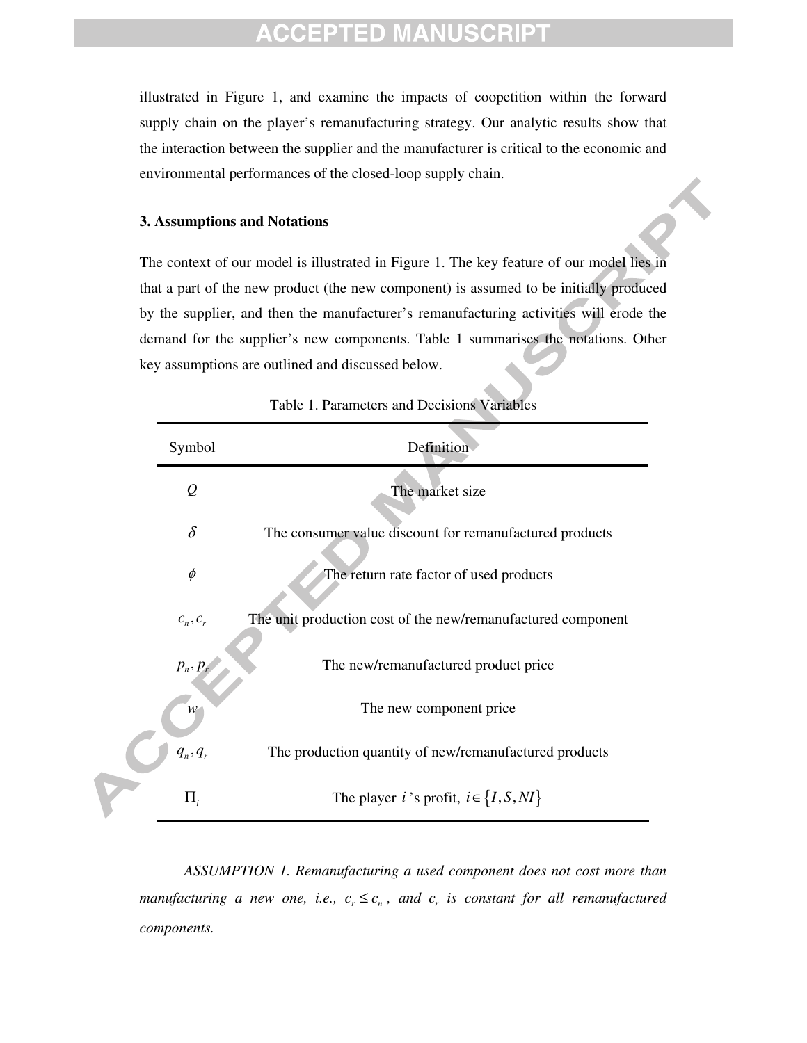illustrated in Figure 1, and examine the impacts of coopetition within the forward supply chain on the player's remanufacturing strategy. Our analytic results show that the interaction between the supplier and the manufacturer is critical to the economic and environmental performances of the closed-loop supply chain.

## 3. Assumptions and Notations

The context of our model is illustrated in Figure 1. The key feature of our model lies in that a part of the new product (the new component) is assumed to be initially produced by the supplier, and then the manufacturer's remanufacturing activities will erode the demand for the supplier's new components. Table 1 summarises the notations. Other key assumptions are outlined and discussed below.

Table 1. Parameters and Decisions Variables

| Symbol | Definition |
|---|---|
| $Q$ | The market size |
| $\delta$ | The consumer value discount for remanufactured products |
| $\phi$ | The return rate factor of used products |
| $c_n, c_r$ | The unit production cost of the new/remanufactured component |
| $p_n, p_r$ | The new/remanufactured product price |
| $w$ | The new component price |
| $q_n, q_r$ | The production quantity of new/remanufactured products |
| $\Pi_i$ | The player $i$'s profit, $i \in \{I, S, NI\}$ |

*ASSUMPTION 1. Remanufacturing a used component does not cost more than manufacturing a new one, i.e., $c_r \leq c_n$, and $c_r$ is constant for all remanufactured components.*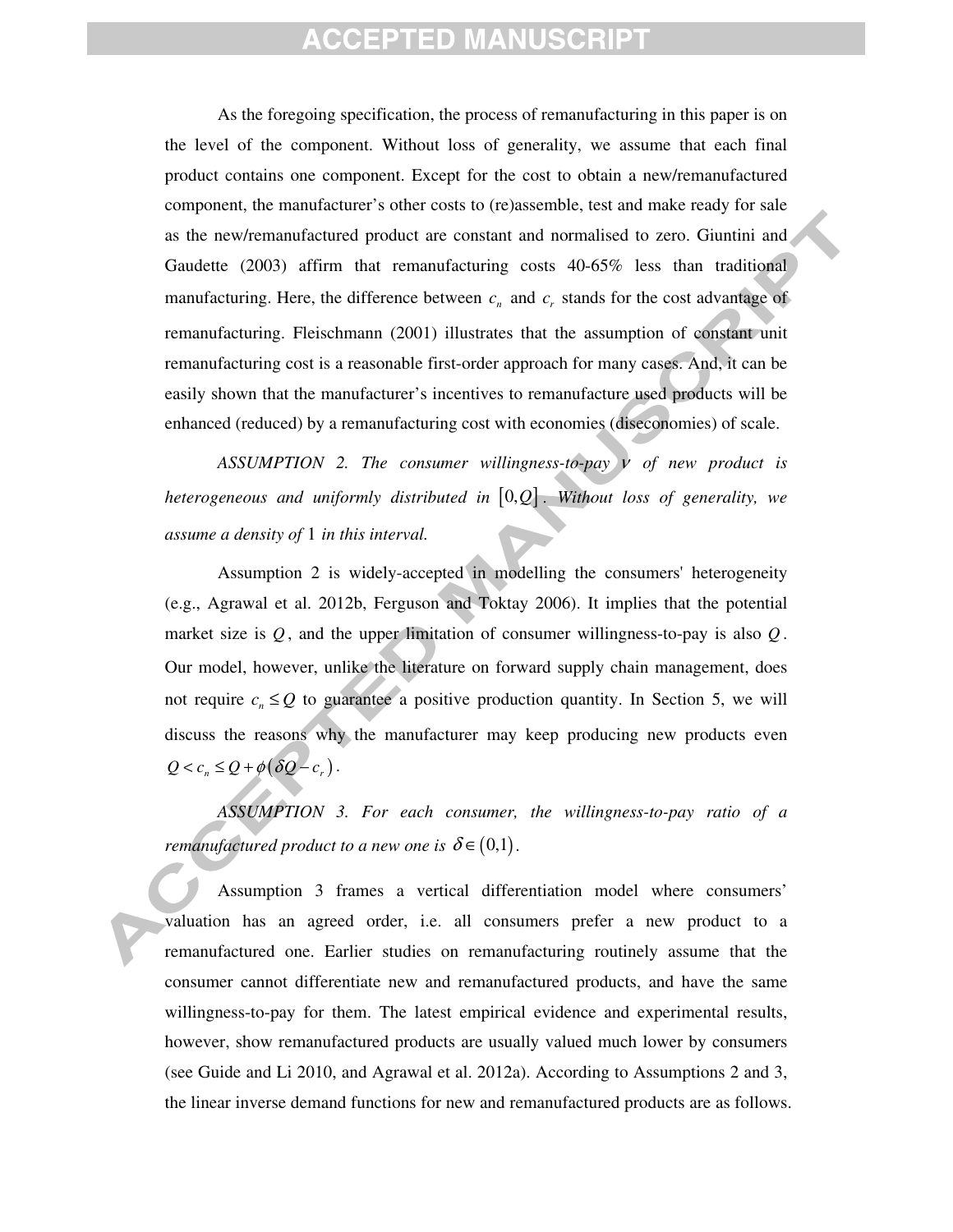As the foregoing specification, the process of remanufacturing in this paper is on the level of the component. Without loss of generality, we assume that each final product contains one component. Except for the cost to obtain a new/remanufactured component, the manufacturer's other costs to (re)assemble, test and make ready for sale as the new/remanufactured product are constant and normalised to zero. Giuntini and Gaudette (2003) affirm that remanufacturing costs 40-65% less than traditional manufacturing. Here, the difference between $c_n$ and $c_r$ stands for the cost advantage of remanufacturing. Fleischmann (2001) illustrates that the assumption of constant unit remanufacturing cost is a reasonable first-order approach for many cases. And, it can be easily shown that the manufacturer's incentives to remanufacture used products will be enhanced (reduced) by a remanufacturing cost with economies (diseconomies) of scale.

*ASSUMPTION 2. The consumer willingness-to-pay $v$ of new product is heterogeneous and uniformly distributed in $[0,Q]$. Without loss of generality, we assume a density of 1 in this interval.*

Assumption 2 is widely-accepted in modelling the consumers' heterogeneity (e.g., Agrawal et al. 2012b, Ferguson and Toktay 2006). It implies that the potential market size is $Q$, and the upper limitation of consumer willingness-to-pay is also $Q$. Our model, however, unlike the literature on forward supply chain management, does not require $c_n \le Q$ to guarantee a positive production quantity. In Section 5, we will discuss the reasons why the manufacturer may keep producing new products even $Q < c_n \le Q + \phi(\delta Q - c_r)$.

*ASSUMPTION 3. For each consumer, the willingness-to-pay ratio of a remanufactured product to a new one is $\delta \in (0,1)$.*

Assumption 3 frames a vertical differentiation model where consumers' valuation has an agreed order, i.e. all consumers prefer a new product to a remanufactured one. Earlier studies on remanufacturing routinely assume that the consumer cannot differentiate new and remanufactured products, and have the same willingness-to-pay for them. The latest empirical evidence and experimental results, however, show remanufactured products are usually valued much lower by consumers (see Guide and Li 2010, and Agrawal et al. 2012a). According to Assumptions 2 and 3, the linear inverse demand functions for new and remanufactured products are as follows.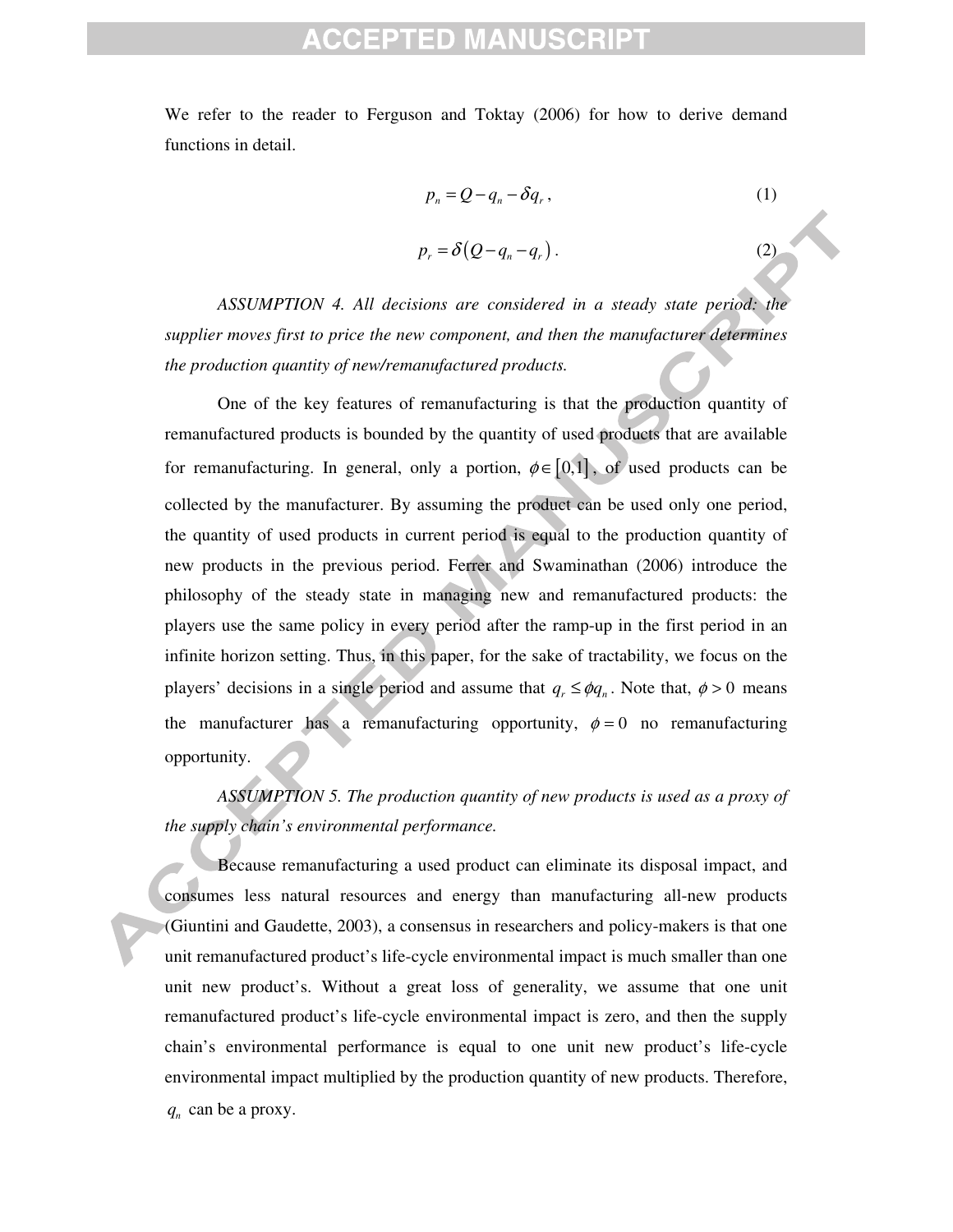We refer to the reader to Ferguson and Toktay (2006) for how to derive demand functions in detail.

$$p_n = Q - q_n - \delta q_r \, , \tag{1}$$

$$p_r = \delta \left( Q - q_n - q_r \right) . \tag{2}$$

*ASSUMPTION 4. All decisions are considered in a steady state period: the supplier moves first to price the new component, and then the manufacturer determines the production quantity of new/remanufactured products.*

One of the key features of remanufacturing is that the production quantity of remanufactured products is bounded by the quantity of used products that are available for remanufacturing. In general, only a portion, $\phi \in [0,1]$, of used products can be collected by the manufacturer. By assuming the product can be used only one period, the quantity of used products in current period is equal to the production quantity of new products in the previous period. Ferrer and Swaminathan (2006) introduce the philosophy of the steady state in managing new and remanufactured products: the players use the same policy in every period after the ramp-up in the first period in an infinite horizon setting. Thus, in this paper, for the sake of tractability, we focus on the players' decisions in a single period and assume that $q_r \le \phi q_n$. Note that, $\phi > 0$ means the manufacturer has a remanufacturing opportunity, $\phi = 0$ no remanufacturing opportunity.

*ASSUMPTION 5. The production quantity of new products is used as a proxy of the supply chain's environmental performance.*

Because remanufacturing a used product can eliminate its disposal impact, and consumes less natural resources and energy than manufacturing all-new products (Giuntini and Gaudette, 2003), a consensus in researchers and policy-makers is that one unit remanufactured product's life-cycle environmental impact is much smaller than one unit new product's. Without a great loss of generality, we assume that one unit remanufactured product's life-cycle environmental impact is zero, and then the supply chain's environmental performance is equal to one unit new product's life-cycle environmental impact multiplied by the production quantity of new products. Therefore, $q_n$ can be a proxy.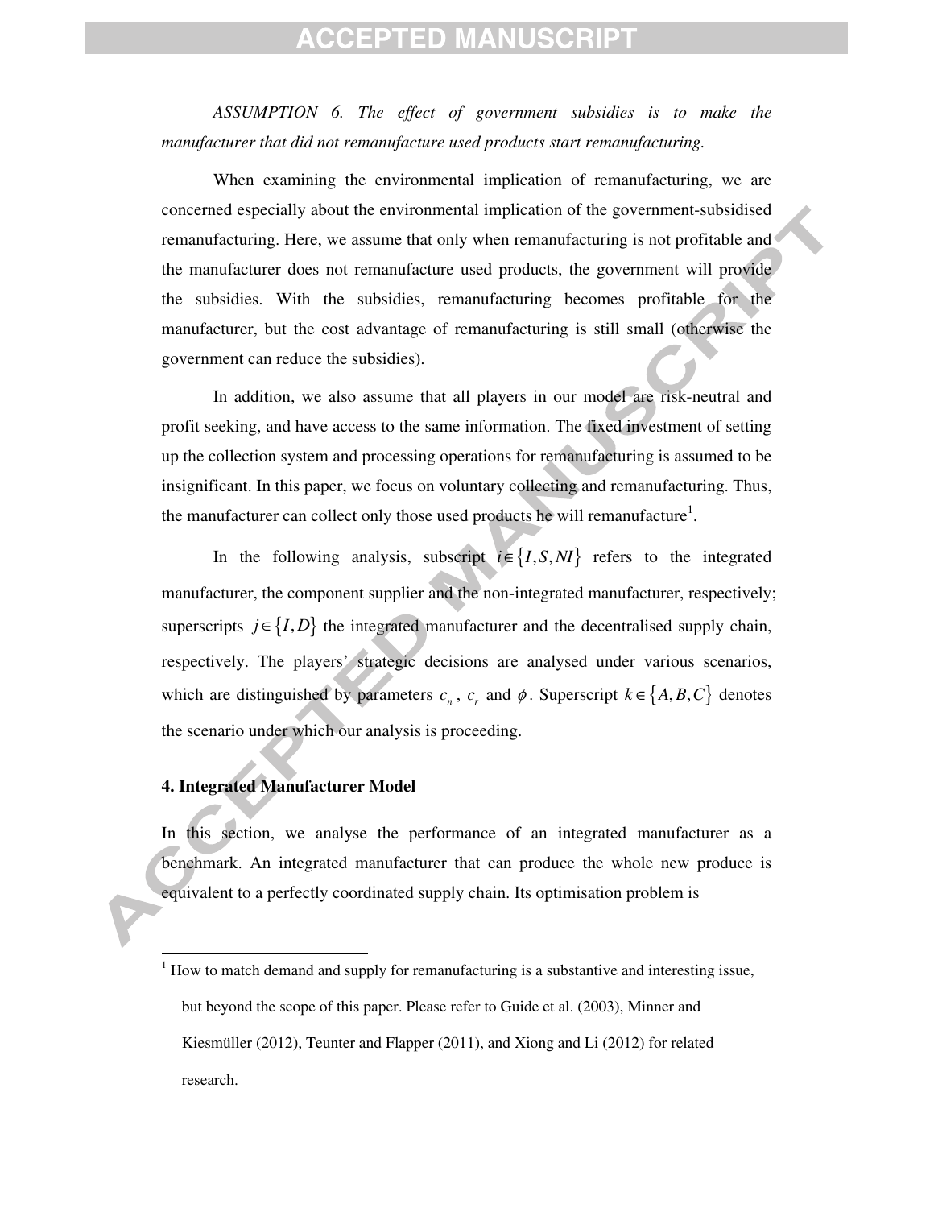*ASSUMPTION 6. The effect of government subsidies is to make the manufacturer that did not remanufacture used products start remanufacturing.*

When examining the environmental implication of remanufacturing, we are concerned especially about the environmental implication of the government-subsidised remanufacturing. Here, we assume that only when remanufacturing is not profitable and the manufacturer does not remanufacture used products, the government will provide the subsidies. With the subsidies, remanufacturing becomes profitable for the manufacturer, but the cost advantage of remanufacturing is still small (otherwise the government can reduce the subsidies).

In addition, we also assume that all players in our model are risk-neutral and profit seeking, and have access to the same information. The fixed investment of setting up the collection system and processing operations for remanufacturing is assumed to be insignificant. In this paper, we focus on voluntary collecting and remanufacturing. Thus, the manufacturer can collect only those used products he will remanufacture[1].

In the following analysis, subscript $i \in \{I, S, NI\}$ refers to the integrated manufacturer, the component supplier and the non-integrated manufacturer, respectively; superscripts $j \in \{I, D\}$ the integrated manufacturer and the decentralised supply chain, respectively. The players' strategic decisions are analysed under various scenarios, which are distinguished by parameters $c_n$, $c_r$ and $\phi$. Superscript $k \in \{A, B, C\}$ denotes the scenario under which our analysis is proceeding.

## 4. Integrated Manufacturer Model

In this section, we analyse the performance of an integrated manufacturer as a benchmark. An integrated manufacturer that can produce the whole new produce is equivalent to a perfectly coordinated supply chain. Its optimisation problem is

[1] How to match demand and supply for remanufacturing is a substantive and interesting issue, but beyond the scope of this paper. Please refer to Guide et al. (2003), Minner and Kiesmüller (2012), Teunter and Flapper (2011), and Xiong and Li (2012) for related research.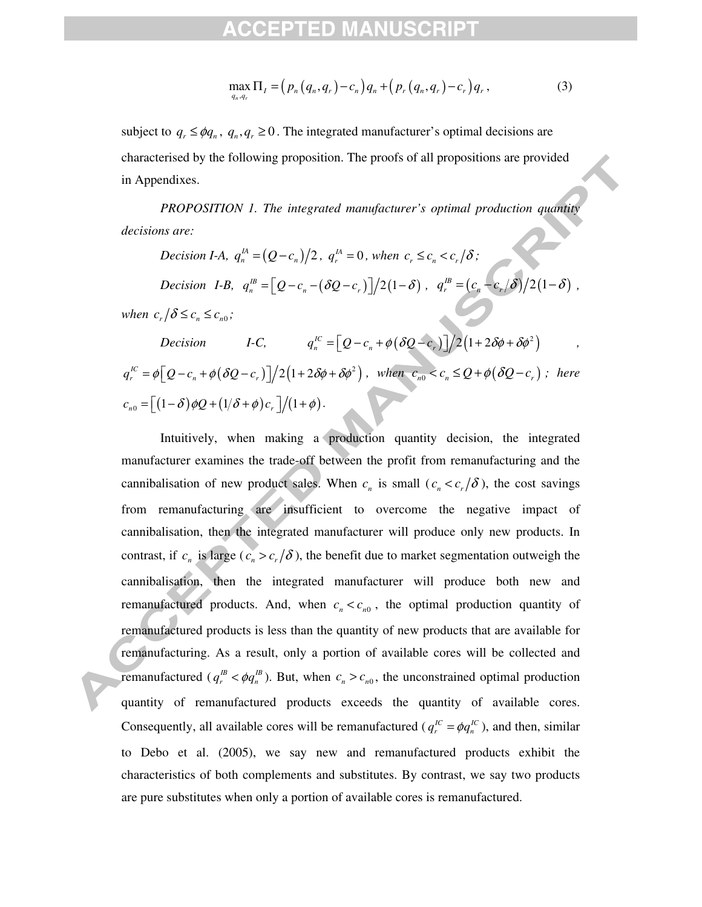$$\max_{q_n, q_r} \Pi_I = \left(p_n\left(q_n, q_r\right) - c_n\right) q_n + \left(p_r\left(q_n, q_r\right) - c_r\right) q_r, \tag{3}$$

subject to $q_r \le \phi q_n$, $q_n, q_r \ge 0$. The integrated manufacturer's optimal decisions are characterised by the following proposition. The proofs of all propositions are provided in Appendixes.

*PROPOSITION 1. The integrated manufacturer's optimal production quantity decisions are:*

*Decision I-A,* $q_n^{IA} = \left(Q - c_n\right)/2$, $q_r^{IA} = 0$, *when* $c_r \le c_n < c_r/\delta$;

*Decision I-B,* $q_n^{IB} = \left[Q - c_n - \left(\delta Q - c_r\right)\right]/2\left(1-\delta\right)$, $q_r^{IB} = \left(c_n - c_r/\delta\right)/2\left(1-\delta\right)$, *when* $c_r/\delta \le c_n \le c_{n0}$;

*Decision I-C,* $q_n^{IC} = \left[Q - c_n + \phi\left(\delta Q - c_r\right)\right]/2\left(1 + 2\delta\phi + \delta\phi^2\right)$, $q_r^{IC} = \phi\left[Q - c_n + \phi\left(\delta Q - c_r\right)\right]/2\left(1 + 2\delta\phi + \delta\phi^2\right)$, *when* $c_{n0} < c_n \le Q + \phi\left(\delta Q - c_r\right)$; *here* $c_{n0} = \left[\left(1-\delta\right)\phi Q + \left(1/\delta + \phi\right)c_r\right]/\left(1+\phi\right)$.

Intuitively, when making a production quantity decision, the integrated manufacturer examines the trade-off between the profit from remanufacturing and the cannibalisation of new product sales. When $c_n$ is small ($c_n < c_r/\delta$), the cost savings from remanufacturing are insufficient to overcome the negative impact of cannibalisation, then the integrated manufacturer will produce only new products. In contrast, if $c_n$ is large ($c_n > c_r/\delta$), the benefit due to market segmentation outweigh the cannibalisation, then the integrated manufacturer will produce both new and remanufactured products. And, when $c_n < c_{n0}$, the optimal production quantity of remanufactured products is less than the quantity of new products that are available for remanufacturing. As a result, only a portion of available cores will be collected and remanufactured ($q_r^{IB} < \phi q_n^{IB}$). But, when $c_n > c_{n0}$, the unconstrained optimal production quantity of remanufactured products exceeds the quantity of available cores. Consequently, all available cores will be remanufactured ($q_r^{IC} = \phi q_n^{IC}$), and then, similar to Debo et al. (2005), we say new and remanufactured products exhibit the characteristics of both complements and substitutes. By contrast, we say two products are pure substitutes when only a portion of available cores is remanufactured.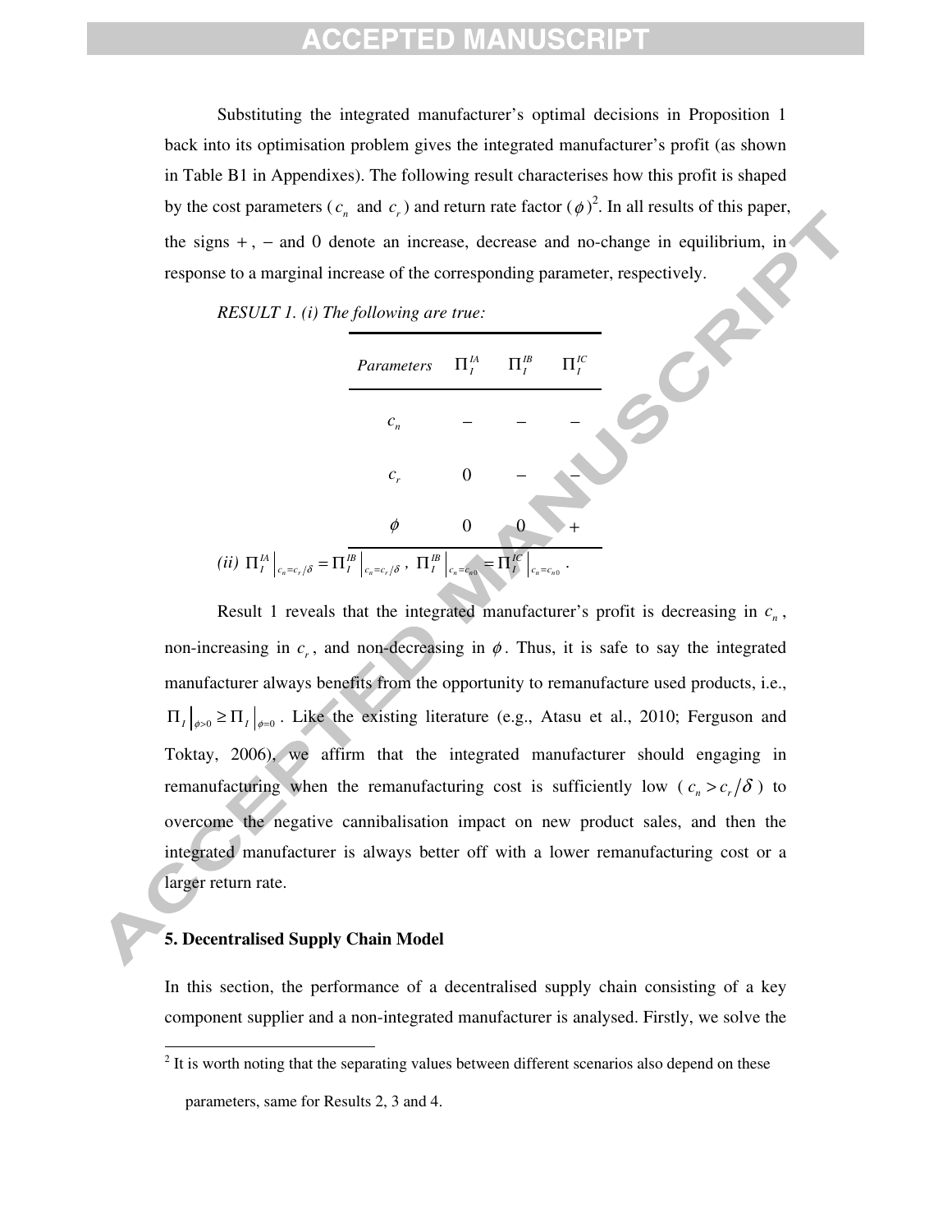Substituting the integrated manufacturer's optimal decisions in Proposition 1 back into its optimisation problem gives the integrated manufacturer's profit (as shown in Table B1 in Appendixes). The following result characterises how this profit is shaped by the cost parameters ($c_n$ and $c_r$) and return rate factor ($\phi$)[2]. In all results of this paper, the signs $+$, $-$ and 0 denote an increase, decrease and no-change in equilibrium, in response to a marginal increase of the corresponding parameter, respectively.

*RESULT 1. (i) The following are true:*

| *Parameters* | $\Pi_I^{IA}$ | $\Pi_I^{IB}$ | $\Pi_I^{IC}$ |
|---|---|---|---|
| $c_n$ | $-$ | $-$ | $-$ |
| $c_r$ | 0 | $-$ | $-$ |
| $\phi$ | 0 | 0 | $+$ |

*(ii)* $\Pi_I^{IA}\big|_{c_n=c_r/\delta} = \Pi_I^{IB}\big|_{c_n=c_r/\delta}$, $\Pi_I^{IB}\big|_{c_n=c_{n0}} = \Pi_I^{IC}\big|_{c_n=c_{n0}}$.

Result 1 reveals that the integrated manufacturer's profit is decreasing in $c_n$, non-increasing in $c_r$, and non-decreasing in $\phi$. Thus, it is safe to say the integrated manufacturer always benefits from the opportunity to remanufacture used products, i.e., $\Pi_I\big|_{\phi>0} \geq \Pi_I\big|_{\phi=0}$. Like the existing literature (e.g., Atasu et al., 2010; Ferguson and Toktay, 2006), we affirm that the integrated manufacturer should engaging in remanufacturing when the remanufacturing cost is sufficiently low ($c_n > c_r/\delta$) to overcome the negative cannibalisation impact on new product sales, and then the integrated manufacturer is always better off with a lower remanufacturing cost or a larger return rate.

## 5. Decentralised Supply Chain Model

In this section, the performance of a decentralised supply chain consisting of a key component supplier and a non-integrated manufacturer is analysed. Firstly, we solve the

[2] It is worth noting that the separating values between different scenarios also depend on these parameters, same for Results 2, 3 and 4.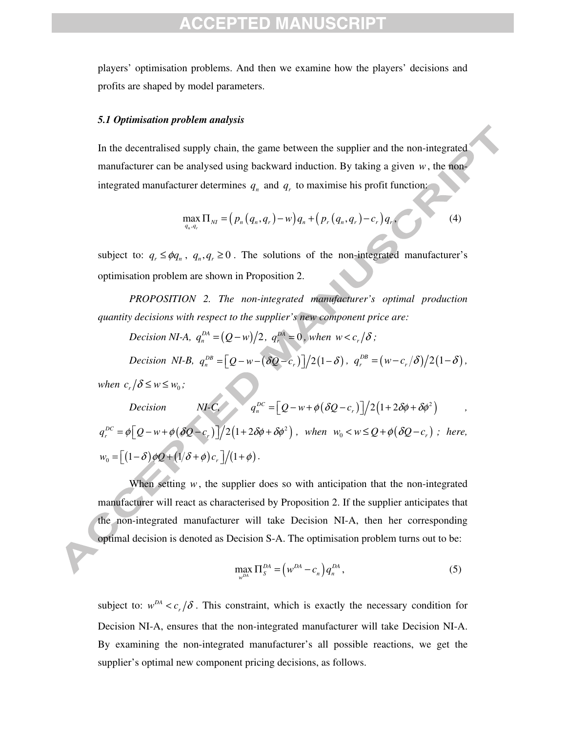players' optimisation problems. And then we examine how the players' decisions and profits are shaped by model parameters.

### *5.1 Optimisation problem analysis*

In the decentralised supply chain, the game between the supplier and the non-integrated manufacturer can be analysed using backward induction. By taking a given $w$, the non-integrated manufacturer determines $q_n$ and $q_r$ to maximise his profit function:

$$\max_{q_n, q_r} \Pi_{NI} = \left(p_n\left(q_n, q_r\right) - w\right) q_n + \left(p_r\left(q_n, q_r\right) - c_r\right) q_r, \tag{4}$$

subject to: $q_r \leq \phi q_n$, $q_n, q_r \geq 0$. The solutions of the non-integrated manufacturer's optimisation problem are shown in Proposition 2.

*PROPOSITION 2. The non-integrated manufacturer's optimal production quantity decisions with respect to the supplier's new component price are:*

*Decision NI-A,* $q_n^{DA} = (Q - w)/2$, $q_r^{DA} = 0$, *when* $w < c_r/\delta$ *;*

*Decision NI-B,* $q_n^{DB} = \left[Q - w - \left(\delta Q - c_r\right)\right]/2(1-\delta)$, $q_r^{DB} = \left(w - c_r/\delta\right)/2(1-\delta)$, *when* $c_r/\delta \leq w \leq w_0$ *;*

*Decision NI-C,* $q_n^{DC} = \left[Q - w + \phi\left(\delta Q - c_r\right)\right]/2\left(1 + 2\delta\phi + \delta\phi^2\right)$, $q_r^{DC} = \phi\left[Q - w + \phi\left(\delta Q - c_r\right)\right]/2\left(1 + 2\delta\phi + \delta\phi^2\right)$, *when* $w_0 < w \leq Q + \phi\left(\delta Q - c_r\right)$ *; here,* $w_0 = \left[(1-\delta)\phi Q + \left(1/\delta + \phi\right)c_r\right]/(1+\phi)$.

When setting $w$, the supplier does so with anticipation that the non-integrated manufacturer will react as characterised by Proposition 2. If the supplier anticipates that the non-integrated manufacturer will take Decision NI-A, then her corresponding optimal decision is denoted as Decision S-A. The optimisation problem turns out to be:

$$\max_{w^{DA}} \Pi_S^{DA} = \left(w^{DA} - c_n\right) q_n^{DA}, \tag{5}$$

subject to: $w^{DA} < c_r/\delta$. This constraint, which is exactly the necessary condition for Decision NI-A, ensures that the non-integrated manufacturer will take Decision NI-A. By examining the non-integrated manufacturer's all possible reactions, we get the supplier's optimal new component pricing decisions, as follows.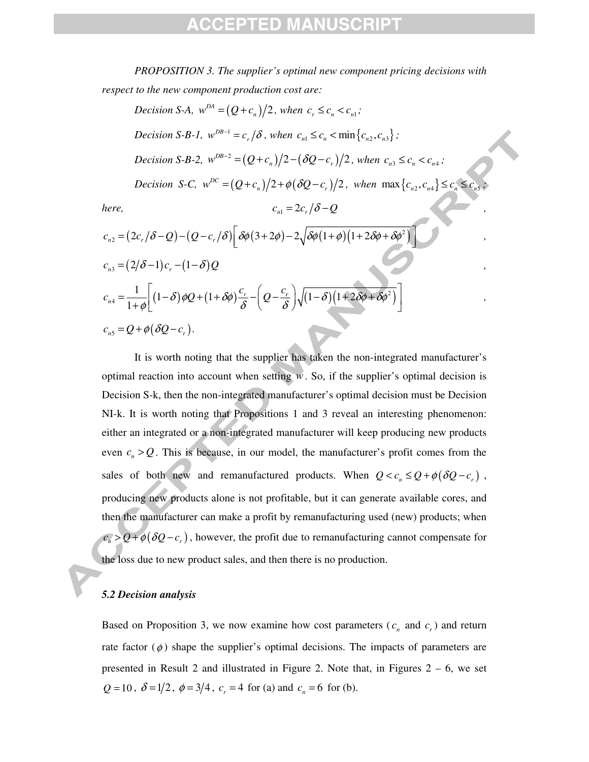*PROPOSITION 3. The supplier's optimal new component pricing decisions with respect to the new component production cost are:*

*Decision S-A,* $w^{DA} = (Q + c_n)/2$*, when* $c_r \le c_n < c_{n1}$*;*

*Decision S-B-1,* $w^{DB-1} = c_r/\delta$*, when* $c_{n1} \le c_n < \min\{c_{n2}, c_{n3}\}$*;*

*Decision S-B-2,* $w^{DB-2} = (Q + c_n)/2 - (\delta Q - c_r)/2$*, when* $c_{n3} \le c_n < c_{n4}$*;*

*Decision S-C,* $w^{DC} = (Q + c_n)/2 + \phi(\delta Q - c_r)/2$*, when* $\max\{c_{n2}, c_{n4}\} \le c_n \le c_{n5}$*;*

*here,* $c_{n1} = 2c_r/\delta - Q$,

$c_{n2} = (2c_r/\delta - Q) - (Q - c_r/\delta)\left[\delta\phi(3 + 2\phi) - 2\sqrt{\delta\phi(1+\phi)(1 + 2\delta\phi + \delta\phi^2)}\right]$,

$c_{n3} = (2/\delta - 1)c_r - (1-\delta)Q$,

$c_{n4} = \dfrac{1}{1+\phi}\left[(1-\delta)\phi Q + (1+\delta\phi)\dfrac{c_r}{\delta} - \left(Q - \dfrac{c_r}{\delta}\right)\sqrt{(1-\delta)(1+2\delta\phi+\delta\phi^2)}\right]$,

$c_{n5} = Q + \phi(\delta Q - c_r)$.

It is worth noting that the supplier has taken the non-integrated manufacturer's optimal reaction into account when setting $w$. So, if the supplier's optimal decision is Decision S-k, then the non-integrated manufacturer's optimal decision must be Decision NI-k. It is worth noting that Propositions 1 and 3 reveal an interesting phenomenon: either an integrated or a non-integrated manufacturer will keep producing new products even $c_n > Q$. This is because, in our model, the manufacturer's profit comes from the sales of both new and remanufactured products. When $Q < c_n \le Q + \phi(\delta Q - c_r)$, producing new products alone is not profitable, but it can generate available cores, and then the manufacturer can make a profit by remanufacturing used (new) products; when $c_n > Q + \phi(\delta Q - c_r)$, however, the profit due to remanufacturing cannot compensate for the loss due to new product sales, and then there is no production.

### *5.2 Decision analysis*

Based on Proposition 3, we now examine how cost parameters ($c_n$ and $c_r$) and return rate factor ($\phi$) shape the supplier's optimal decisions. The impacts of parameters are presented in Result 2 and illustrated in Figure 2. Note that, in Figures 2 – 6, we set $Q = 10$, $\delta = 1/2$, $\phi = 3/4$, $c_r = 4$ for (a) and $c_n = 6$ for (b).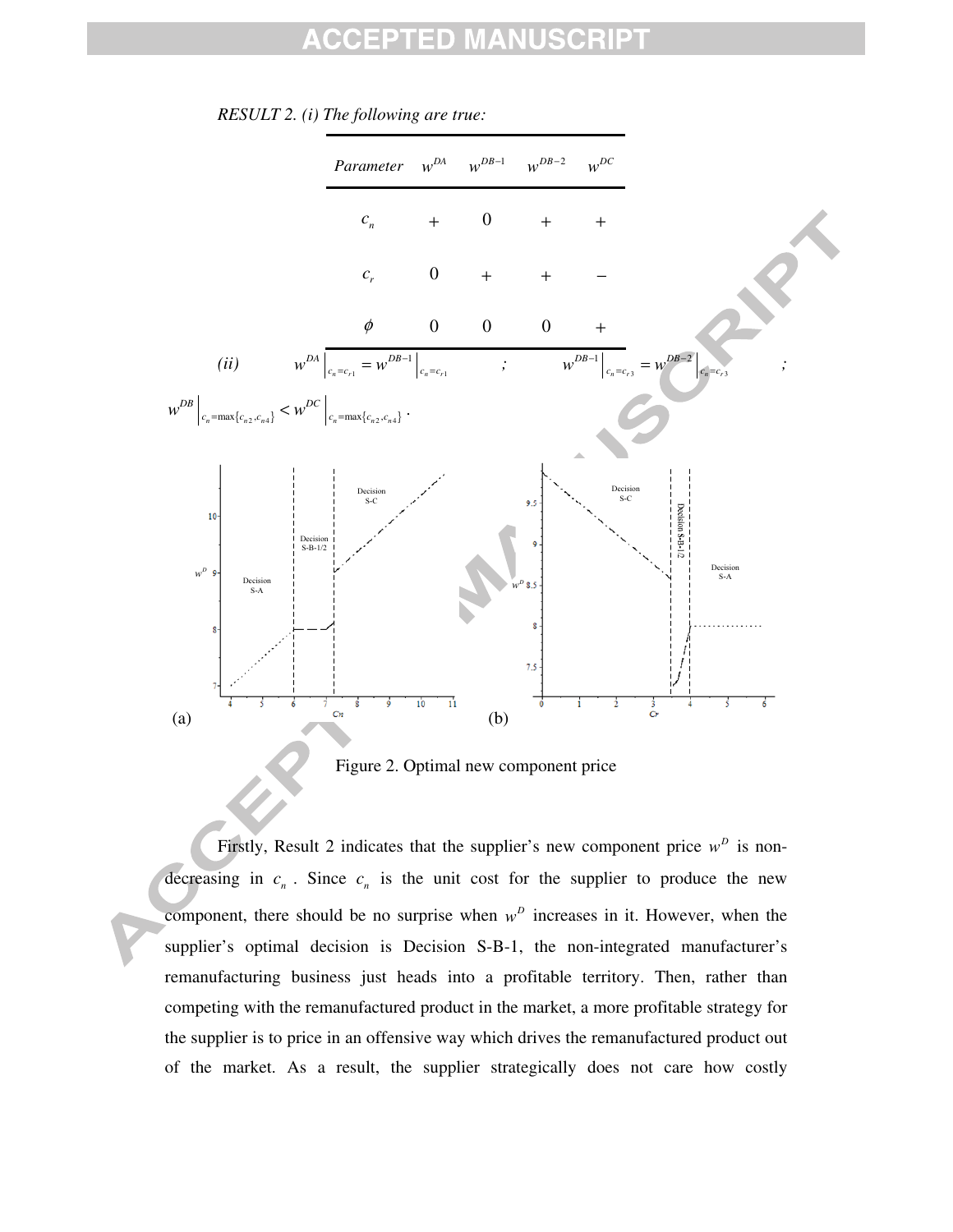*RESULT 2. (i) The following are true:*

| *Parameter* | $w^{DA}$ | $w^{DB-1}$ | $w^{DB-2}$ | $w^{DC}$ |
|---|---|---|---|---|
| $c_n$ | + | 0 | + | + |
| $c_r$ | 0 | + | + | − |
| $\phi$ | 0 | 0 | 0 | + |

*(ii)* $w^{DA}\Big|_{c_n=c_{r1}} = w^{DB-1}\Big|_{c_n=c_{r1}}$ ; $w^{DB-1}\Big|_{c_n=c_{r3}} = w^{DB-2}\Big|_{c_n=c_{r3}}$ ; $w^{DB}\Big|_{c_n=\max\{c_{n2},c_{n4}\}} < w^{DC}\Big|_{c_n=\max\{c_{n2},c_{n4}\}}$ .

Figure 2. Optimal new component price

Firstly, Result 2 indicates that the supplier's new component price $w^D$ is non-decreasing in $c_n$. Since $c_n$ is the unit cost for the supplier to produce the new component, there should be no surprise when $w^D$ increases in it. However, when the supplier's optimal decision is Decision S-B-1, the non-integrated manufacturer's remanufacturing business just heads into a profitable territory. Then, rather than competing with the remanufactured product in the market, a more profitable strategy for the supplier is to price in an offensive way which drives the remanufactured product out of the market. As a result, the supplier strategically does not care how costly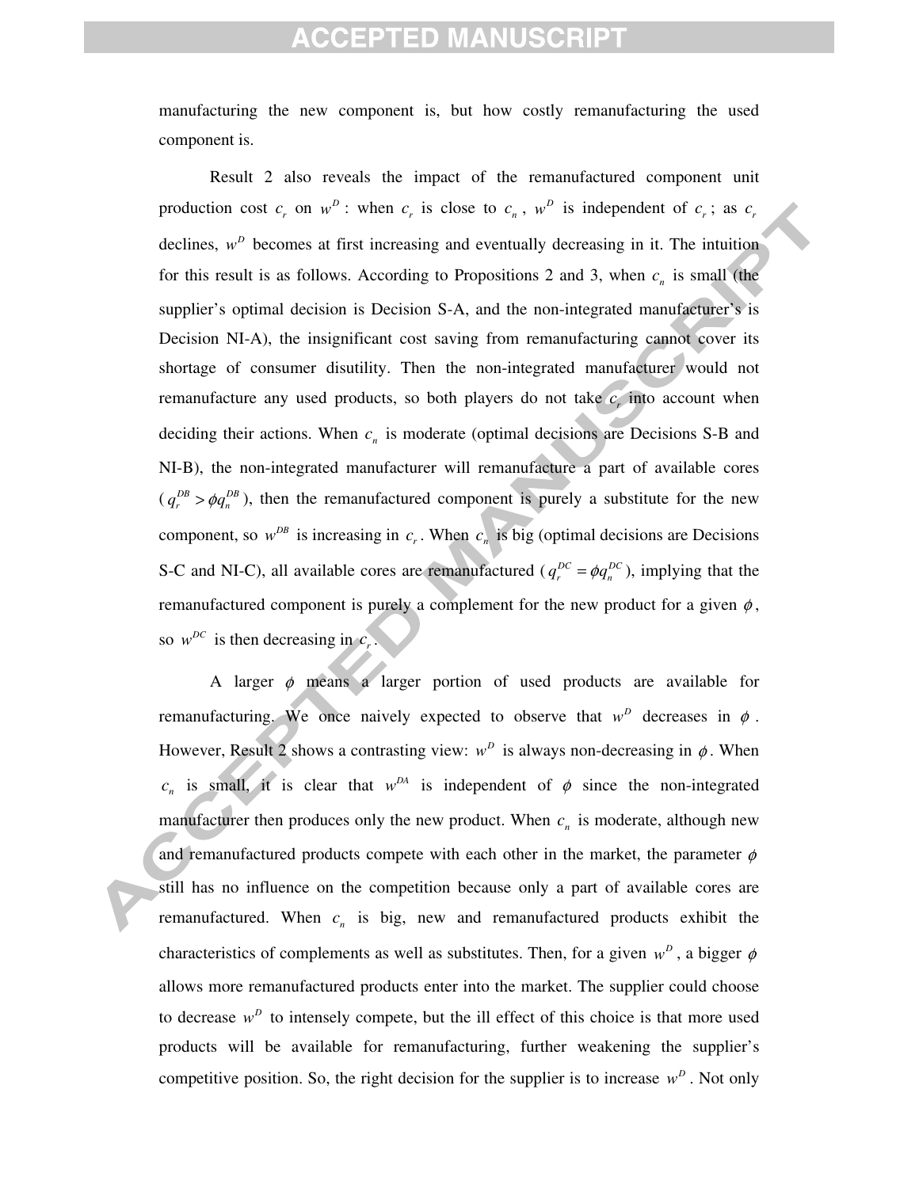manufacturing the new component is, but how costly remanufacturing the used component is.

Result 2 also reveals the impact of the remanufactured component unit production cost $c_r$ on $w^D$: when $c_r$ is close to $c_n$, $w^D$ is independent of $c_r$; as $c_r$ declines, $w^D$ becomes at first increasing and eventually decreasing in it. The intuition for this result is as follows. According to Propositions 2 and 3, when $c_n$ is small (the supplier's optimal decision is Decision S-A, and the non-integrated manufacturer's is Decision NI-A), the insignificant cost saving from remanufacturing cannot cover its shortage of consumer disutility. Then the non-integrated manufacturer would not remanufacture any used products, so both players do not take $c_r$ into account when deciding their actions. When $c_n$ is moderate (optimal decisions are Decisions S-B and NI-B), the non-integrated manufacturer will remanufacture a part of available cores ($q_r^{DB} > \phi q_n^{DB}$), then the remanufactured component is purely a substitute for the new component, so $w^{DB}$ is increasing in $c_r$. When $c_n$ is big (optimal decisions are Decisions S-C and NI-C), all available cores are remanufactured ($q_r^{DC} = \phi q_n^{DC}$), implying that the remanufactured component is purely a complement for the new product for a given $\phi$, so $w^{DC}$ is then decreasing in $c_r$.

A larger $\phi$ means a larger portion of used products are available for remanufacturing. We once naively expected to observe that $w^D$ decreases in $\phi$. However, Result 2 shows a contrasting view: $w^D$ is always non-decreasing in $\phi$. When $c_n$ is small, it is clear that $w^{DA}$ is independent of $\phi$ since the non-integrated manufacturer then produces only the new product. When $c_n$ is moderate, although new and remanufactured products compete with each other in the market, the parameter $\phi$ still has no influence on the competition because only a part of available cores are remanufactured. When $c_n$ is big, new and remanufactured products exhibit the characteristics of complements as well as substitutes. Then, for a given $w^D$, a bigger $\phi$ allows more remanufactured products enter into the market. The supplier could choose to decrease $w^D$ to intensely compete, but the ill effect of this choice is that more used products will be available for remanufacturing, further weakening the supplier's competitive position. So, the right decision for the supplier is to increase $w^D$. Not only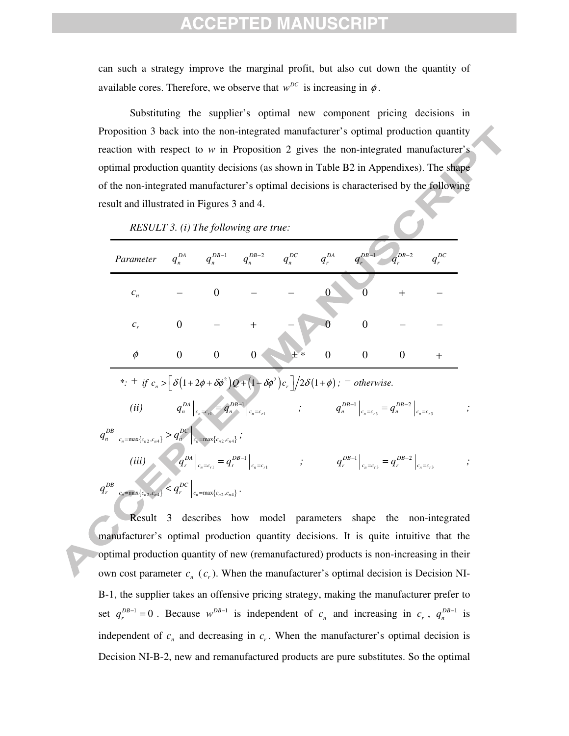can such a strategy improve the marginal profit, but also cut down the quantity of available cores. Therefore, we observe that $w^{DC}$ is increasing in $\phi$.

Substituting the supplier's optimal new component pricing decisions in Proposition 3 back into the non-integrated manufacturer's optimal production quantity reaction with respect to *w* in Proposition 2 gives the non-integrated manufacturer's optimal production quantity decisions (as shown in Table B2 in Appendixes). The shape of the non-integrated manufacturer's optimal decisions is characterised by the following result and illustrated in Figures 3 and 4.

*RESULT 3. (i) The following are true:*

| *Parameter* | $q_n^{DA}$ | $q_n^{DB-1}$ | $q_n^{DB-2}$ | $q_n^{DC}$ | $q_r^{DA}$ | $q_r^{DB-1}$ | $q_r^{DB-2}$ | $q_r^{DC}$ |
|---|---|---|---|---|---|---|---|---|
| $c_n$ | $-$ | 0 | $-$ | $-$ | 0 | 0 | $+$ | $-$ |
| $c_r$ | 0 | $-$ | $+$ | $-$ | 0 | 0 | $-$ | $-$ |
| $\phi$ | 0 | 0 | 0 | $\pm$* | 0 | 0 | 0 | $+$ |

*: $+$ *if* $c_n > \left[\delta\left(1+2\phi+\delta\phi^2\right)Q+\left(1-\delta\phi^2\right)c_r\right]/2\delta\left(1+\phi\right)$; $-$ *otherwise.*

*(ii)* $q_n^{DA}\Big|_{c_n=c_{r1}} = q_n^{DB-1}\Big|_{c_n=c_{r1}}$; $q_n^{DB-1}\Big|_{c_n=c_{r3}} = q_n^{DB-2}\Big|_{c_n=c_{r3}}$; $q_n^{DB}\Big|_{c_n=\max\{c_{n2},c_{n4}\}} > q_n^{DC}\Big|_{c_n=\max\{c_{n2},c_{n4}\}}$;

*(iii)* $q_r^{DA}\Big|_{c_n=c_{r1}} = q_r^{DB-1}\Big|_{c_n=c_{r1}}$; $q_r^{DB-1}\Big|_{c_n=c_{r3}} = q_r^{DB-2}\Big|_{c_n=c_{r3}}$; $q_r^{DB}\Big|_{c_n=\max\{c_{n2},c_{n4}\}} < q_r^{DC}\Big|_{c_n=\max\{c_{n2},c_{n4}\}}$.

Result 3 describes how model parameters shape the non-integrated manufacturer's optimal production quantity decisions. It is quite intuitive that the optimal production quantity of new (remanufactured) products is non-increasing in their own cost parameter $c_n$ ($c_r$). When the manufacturer's optimal decision is Decision NI-B-1, the supplier takes an offensive pricing strategy, making the manufacturer prefer to set $q_r^{DB-1}=0$. Because $w^{DB-1}$ is independent of $c_n$ and increasing in $c_r$, $q_n^{DB-1}$ is independent of $c_n$ and decreasing in $c_r$. When the manufacturer's optimal decision is Decision NI-B-2, new and remanufactured products are pure substitutes. So the optimal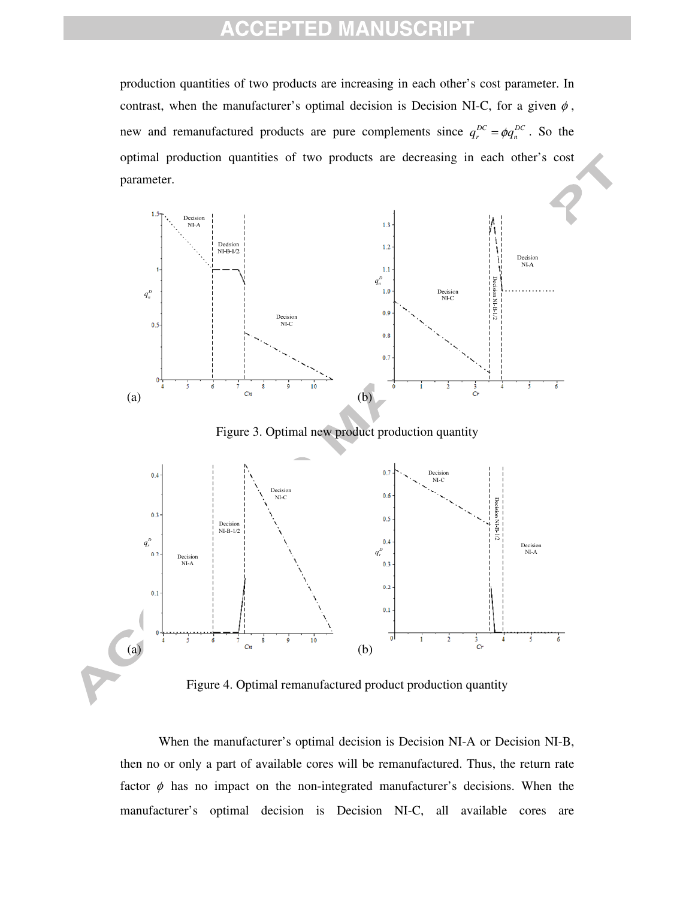production quantities of two products are increasing in each other's cost parameter. In contrast, when the manufacturer's optimal decision is Decision NI-C, for a given $\phi$, new and remanufactured products are pure complements since $q_r^{DC} = \phi q_n^{DC}$. So the optimal production quantities of two products are decreasing in each other's cost parameter.

Figure 3. Optimal new product production quantity

Figure 4. Optimal remanufactured product production quantity

When the manufacturer's optimal decision is Decision NI-A or Decision NI-B, then no or only a part of available cores will be remanufactured. Thus, the return rate factor $\phi$ has no impact on the non-integrated manufacturer's decisions. When the manufacturer's optimal decision is Decision NI-C, all available cores are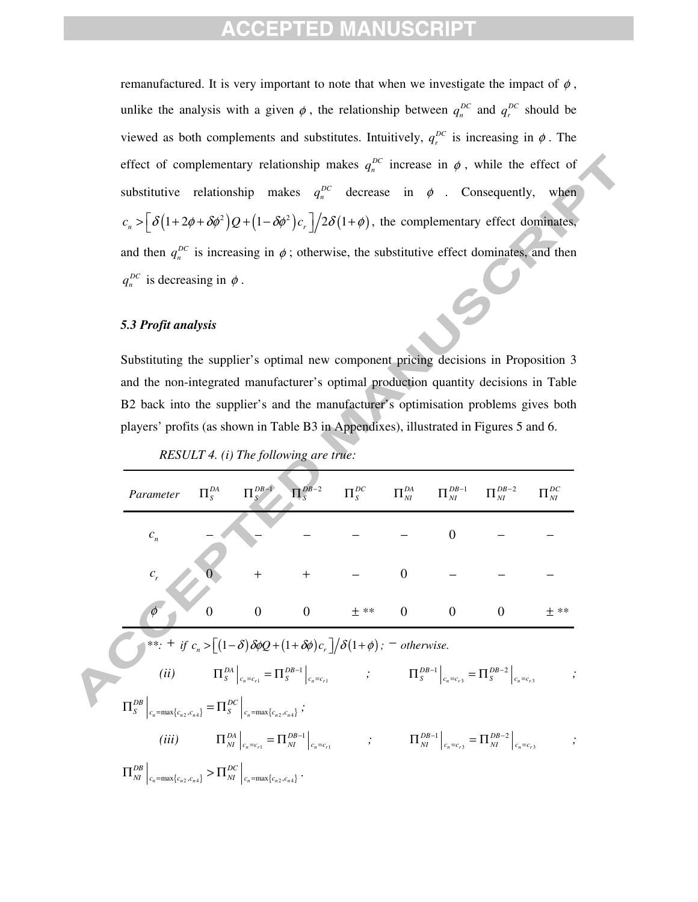remanufactured. It is very important to note that when we investigate the impact of $\phi$, unlike the analysis with a given $\phi$, the relationship between $q_n^{DC}$ and $q_r^{DC}$ should be viewed as both complements and substitutes. Intuitively, $q_r^{DC}$ is increasing in $\phi$. The effect of complementary relationship makes $q_n^{DC}$ increase in $\phi$, while the effect of substitutive relationship makes $q_n^{DC}$ decrease in $\phi$. Consequently, when $c_n > \left[\delta\left(1+2\phi+\delta\phi^2\right)Q+\left(1-\delta\phi^2\right)c_r\right]/2\delta(1+\phi)$, the complementary effect dominates, and then $q_n^{DC}$ is increasing in $\phi$; otherwise, the substitutive effect dominates, and then $q_n^{DC}$ is decreasing in $\phi$.

### 5.3 Profit analysis

Substituting the supplier's optimal new component pricing decisions in Proposition 3 and the non-integrated manufacturer's optimal production quantity decisions in Table B2 back into the supplier's and the manufacturer's optimisation problems gives both players' profits (as shown in Table B3 in Appendixes), illustrated in Figures 5 and 6.

*RESULT 4. (i) The following are true:*

| *Parameter* | $\Pi_S^{DA}$ | $\Pi_S^{DB-1}$ | $\Pi_S^{DB-2}$ | $\Pi_S^{DC}$ | $\Pi_{NI}^{DA}$ | $\Pi_{NI}^{DB-1}$ | $\Pi_{NI}^{DB-2}$ | $\Pi_{NI}^{DC}$ |
|---|---|---|---|---|---|---|---|---|
| $c_n$ | – | – | – | – | – | 0 | – | – |
| $c_r$ | 0 | + | + | – | 0 | – | – | – |
| $\phi$ | 0 | 0 | 0 | ± ** | 0 | 0 | 0 | ± ** |

\*\*: + *if* $c_n > \left[(1-\delta)\delta\phi Q+(1+\delta\phi)c_r\right]/\delta(1+\phi)$; – *otherwise.*

*(ii)* $\Pi_S^{DA}\Big|_{c_n=c_{r1}} = \Pi_S^{DB-1}\Big|_{c_n=c_{r1}}$ ; $\Pi_S^{DB-1}\Big|_{c_n=c_{r3}} = \Pi_S^{DB-2}\Big|_{c_n=c_{r3}}$ ; $\Pi_S^{DB}\Big|_{c_n=\max\{c_{n2},c_{n4}\}} = \Pi_S^{DC}\Big|_{c_n=\max\{c_{n2},c_{n4}\}}$;

*(iii)* $\Pi_{NI}^{DA}\Big|_{c_n=c_{r1}} = \Pi_{NI}^{DB-1}\Big|_{c_n=c_{r1}}$ ; $\Pi_{NI}^{DB-1}\Big|_{c_n=c_{r3}} = \Pi_{NI}^{DB-2}\Big|_{c_n=c_{r3}}$ ; $\Pi_{NI}^{DB}\Big|_{c_n=\max\{c_{n2},c_{n4}\}} > \Pi_{NI}^{DC}\Big|_{c_n=\max\{c_{n2},c_{n4}\}}$.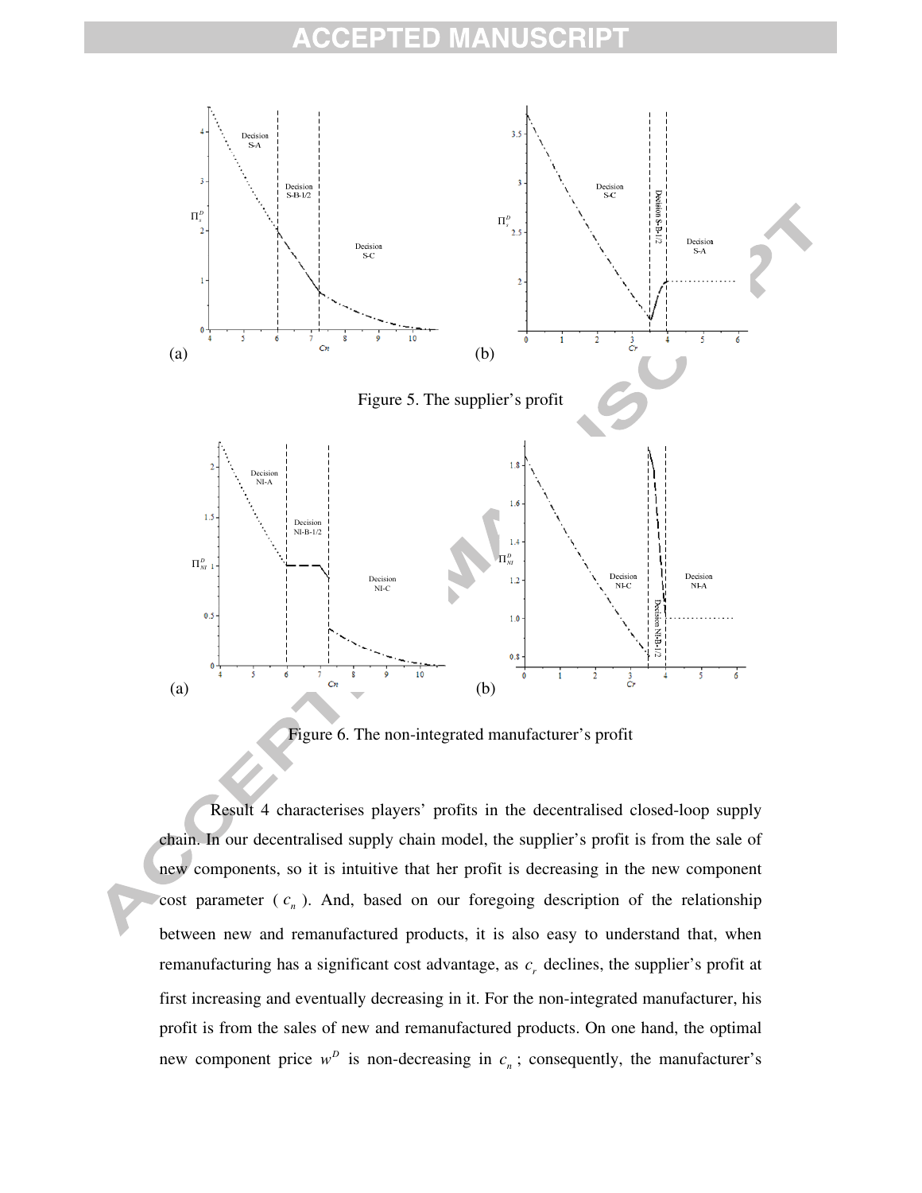(a) (b)

Figure 5. The supplier's profit

(a) (b)

Figure 6. The non-integrated manufacturer's profit

Result 4 characterises players' profits in the decentralised closed-loop supply chain. In our decentralised supply chain model, the supplier's profit is from the sale of new components, so it is intuitive that her profit is decreasing in the new component cost parameter ( $c_n$ ). And, based on our foregoing description of the relationship between new and remanufactured products, it is also easy to understand that, when remanufacturing has a significant cost advantage, as $c_r$ declines, the supplier's profit at first increasing and eventually decreasing in it. For the non-integrated manufacturer, his profit is from the sales of new and remanufactured products. On one hand, the optimal new component price $w^D$ is non-decreasing in $c_n$; consequently, the manufacturer's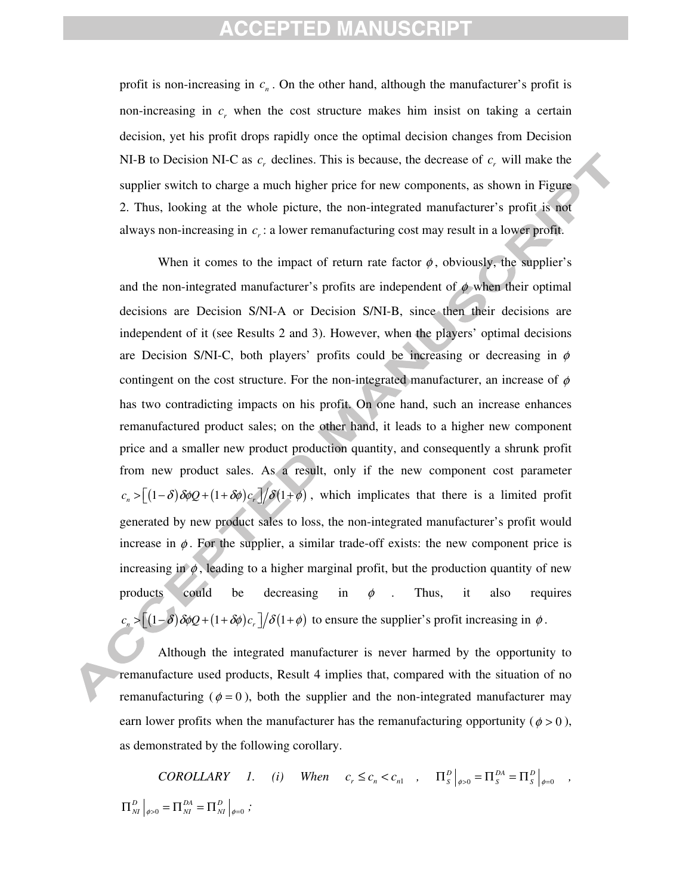profit is non-increasing in $c_n$. On the other hand, although the manufacturer's profit is non-increasing in $c_r$ when the cost structure makes him insist on taking a certain decision, yet his profit drops rapidly once the optimal decision changes from Decision NI-B to Decision NI-C as $c_r$ declines. This is because, the decrease of $c_r$ will make the supplier switch to charge a much higher price for new components, as shown in Figure 2. Thus, looking at the whole picture, the non-integrated manufacturer's profit is not always non-increasing in $c_r$: a lower remanufacturing cost may result in a lower profit.

When it comes to the impact of return rate factor $\phi$, obviously, the supplier's and the non-integrated manufacturer's profits are independent of $\phi$ when their optimal decisions are Decision S/NI-A or Decision S/NI-B, since then their decisions are independent of it (see Results 2 and 3). However, when the players' optimal decisions are Decision S/NI-C, both players' profits could be increasing or decreasing in $\phi$ contingent on the cost structure. For the non-integrated manufacturer, an increase of $\phi$ has two contradicting impacts on his profit. On one hand, such an increase enhances remanufactured product sales; on the other hand, it leads to a higher new component price and a smaller new product production quantity, and consequently a shrunk profit from new product sales. As a result, only if the new component cost parameter $c_n > \left[(1-\delta)\delta\phi Q + (1+\delta\phi)c_r\right] / \delta(1+\phi)$, which implicates that there is a limited profit generated by new product sales to loss, the non-integrated manufacturer's profit would increase in $\phi$. For the supplier, a similar trade-off exists: the new component price is increasing in $\phi$, leading to a higher marginal profit, but the production quantity of new products could be decreasing in $\phi$. Thus, it also requires $c_n > \left[(1-\delta)\delta\phi Q + (1+\delta\phi)c_r\right] / \delta(1+\phi)$ to ensure the supplier's profit increasing in $\phi$.

Although the integrated manufacturer is never harmed by the opportunity to remanufacture used products, Result 4 implies that, compared with the situation of no remanufacturing ($\phi = 0$), both the supplier and the non-integrated manufacturer may earn lower profits when the manufacturer has the remanufacturing opportunity ($\phi > 0$), as demonstrated by the following corollary.

*COROLLARY 1. (i) When* $c_r \le c_n < c_{n1}$, $\Pi_S^D\big|_{\phi>0} = \Pi_S^{DA} = \Pi_S^D\big|_{\phi=0}$, $\Pi_{NI}^D\big|_{\phi>0} = \Pi_{NI}^{DA} = \Pi_{NI}^D\big|_{\phi=0}$;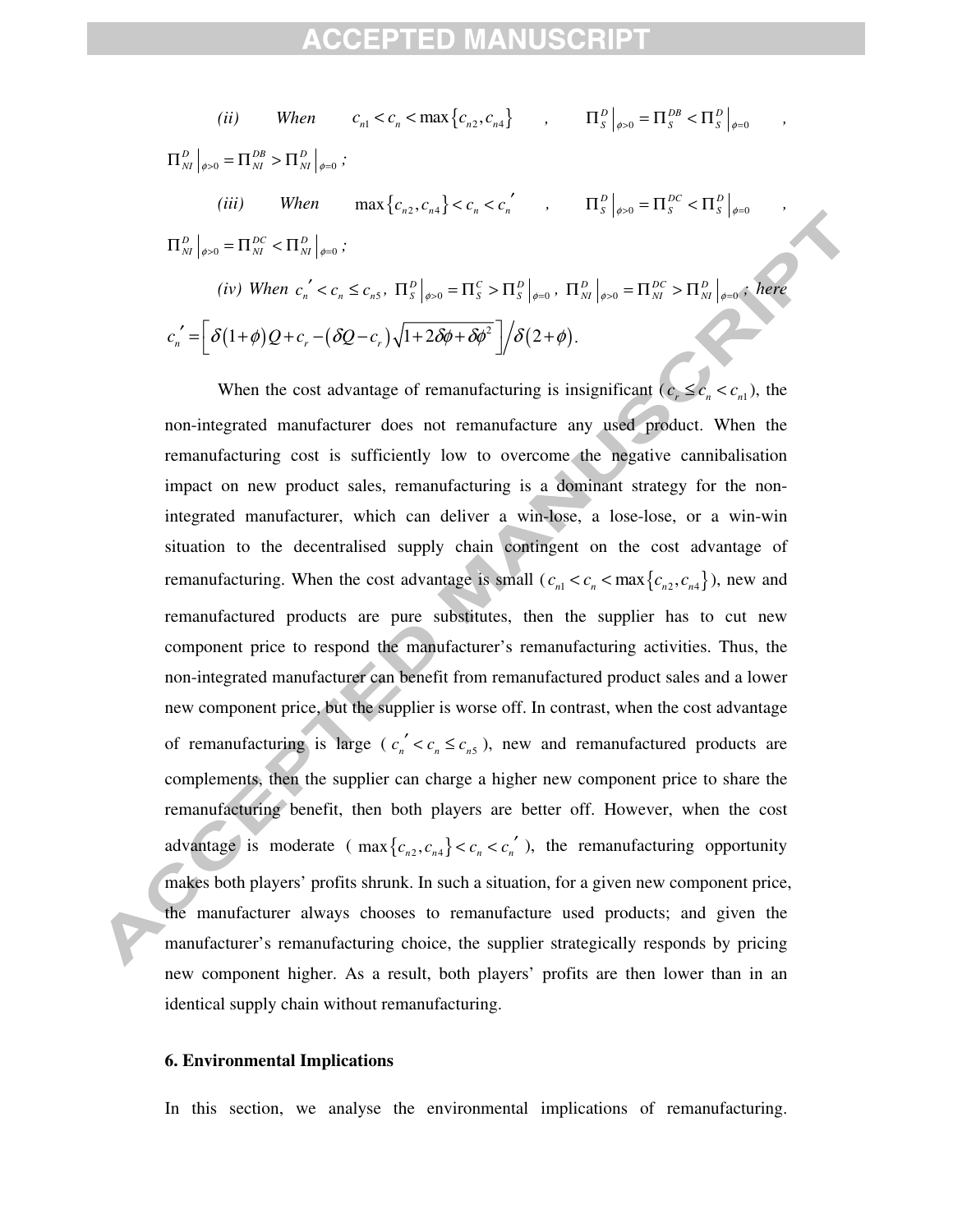*(ii)* *When* $c_{n1} < c_n < \max\{c_{n2}, c_{n4}\}$, $\Pi_S^D\big|_{\phi>0} = \Pi_S^{DB} < \Pi_S^D\big|_{\phi=0}$, $\Pi_{NI}^D\big|_{\phi>0} = \Pi_{NI}^{DB} > \Pi_{NI}^D\big|_{\phi=0}$;

*(iii)* *When* $\max\{c_{n2}, c_{n4}\} < c_n < c_n{'}$, $\Pi_S^D\big|_{\phi>0} = \Pi_S^{DC} < \Pi_S^D\big|_{\phi=0}$, $\Pi_{NI}^D\big|_{\phi>0} = \Pi_{NI}^{DC} < \Pi_{NI}^D\big|_{\phi=0}$;

*(iv) When* $c_n{'} < c_n \le c_{n5}$, $\Pi_S^D\big|_{\phi>0} = \Pi_S^C > \Pi_S^D\big|_{\phi=0}$, $\Pi_{NI}^D\big|_{\phi>0} = \Pi_{NI}^{DC} > \Pi_{NI}^D\big|_{\phi=0}$; *here* $c_n{'} = \left[\delta(1+\phi)Q + c_r - (\delta Q - c_r)\sqrt{1+2\delta\phi+\delta\phi^2}\right] \big/ \delta(2+\phi)$.

When the cost advantage of remanufacturing is insignificant ($c_r \le c_n < c_{n1}$), the non-integrated manufacturer does not remanufacture any used product. When the remanufacturing cost is sufficiently low to overcome the negative cannibalisation impact on new product sales, remanufacturing is a dominant strategy for the non-integrated manufacturer, which can deliver a win-lose, a lose-lose, or a win-win situation to the decentralised supply chain contingent on the cost advantage of remanufacturing. When the cost advantage is small ($c_{n1} < c_n < \max\{c_{n2}, c_{n4}\}$), new and remanufactured products are pure substitutes, then the supplier has to cut new component price to respond the manufacturer's remanufacturing activities. Thus, the non-integrated manufacturer can benefit from remanufactured product sales and a lower new component price, but the supplier is worse off. In contrast, when the cost advantage of remanufacturing is large ($c_n{'} < c_n \le c_{n5}$), new and remanufactured products are complements, then the supplier can charge a higher new component price to share the remanufacturing benefit, then both players are better off. However, when the cost advantage is moderate ($\max\{c_{n2}, c_{n4}\} < c_n < c_n{'}$), the remanufacturing opportunity makes both players' profits shrunk. In such a situation, for a given new component price, the manufacturer always chooses to remanufacture used products; and given the manufacturer's remanufacturing choice, the supplier strategically responds by pricing new component higher. As a result, both players' profits are then lower than in an identical supply chain without remanufacturing.

## 6. Environmental Implications

In this section, we analyse the environmental implications of remanufacturing.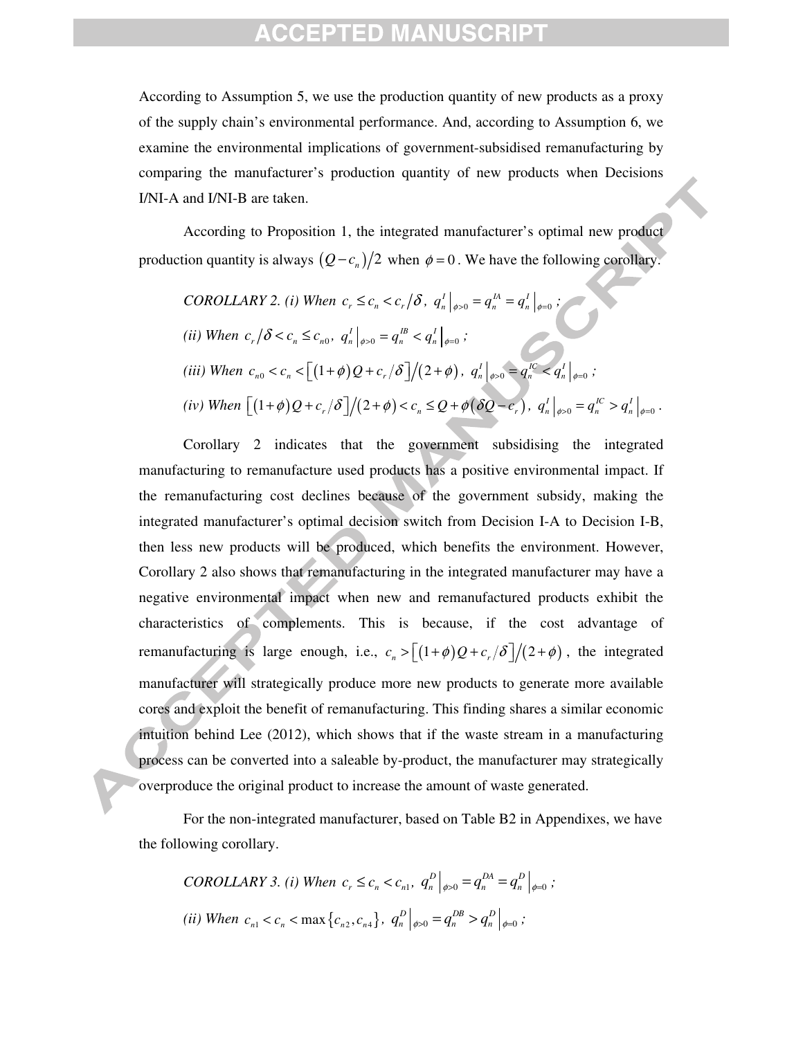According to Assumption 5, we use the production quantity of new products as a proxy of the supply chain's environmental performance. And, according to Assumption 6, we examine the environmental implications of government-subsidised remanufacturing by comparing the manufacturer's production quantity of new products when Decisions I/NI-A and I/NI-B are taken.

According to Proposition 1, the integrated manufacturer's optimal new product production quantity is always $(Q-c_n)/2$ when $\phi=0$. We have the following corollary.

*COROLLARY 2. (i) When* $c_r \le c_n < c_r/\delta$, $q_n^I\big|_{\phi>0} = q_n^{IA} = q_n^I\big|_{\phi=0}$;

*(ii) When* $c_r/\delta < c_n \le c_{n0}$, $q_n^I\big|_{\phi>0} = q_n^{IB} < q_n^I\big|_{\phi=0}$;

*(iii) When* $c_{n0} < c_n < \left[(1+\phi)Q + c_r/\delta\right]/(2+\phi)$, $q_n^I\big|_{\phi>0} = q_n^{IC} < q_n^I\big|_{\phi=0}$;

*(iv) When* $\left[(1+\phi)Q + c_r/\delta\right]/(2+\phi) < c_n \le Q + \phi(\delta Q - c_r)$, $q_n^I\big|_{\phi>0} = q_n^{IC} > q_n^I\big|_{\phi=0}$.

Corollary 2 indicates that the government subsidising the integrated manufacturing to remanufacture used products has a positive environmental impact. If the remanufacturing cost declines because of the government subsidy, making the integrated manufacturer's optimal decision switch from Decision I-A to Decision I-B, then less new products will be produced, which benefits the environment. However, Corollary 2 also shows that remanufacturing in the integrated manufacturer may have a negative environmental impact when new and remanufactured products exhibit the characteristics of complements. This is because, if the cost advantage of remanufacturing is large enough, i.e., $c_n > \left[(1+\phi)Q + c_r/\delta\right]/(2+\phi)$, the integrated manufacturer will strategically produce more new products to generate more available cores and exploit the benefit of remanufacturing. This finding shares a similar economic intuition behind Lee (2012), which shows that if the waste stream in a manufacturing process can be converted into a saleable by-product, the manufacturer may strategically overproduce the original product to increase the amount of waste generated.

For the non-integrated manufacturer, based on Table B2 in Appendixes, we have the following corollary.

*COROLLARY 3. (i) When* $c_r \le c_n < c_{n1}$, $q_n^D\big|_{\phi>0} = q_n^{DA} = q_n^D\big|_{\phi=0}$;

*(ii) When* $c_{n1} < c_n < \max\{c_{n2}, c_{n4}\}$, $q_n^D\big|_{\phi>0} = q_n^{DB} > q_n^D\big|_{\phi=0}$;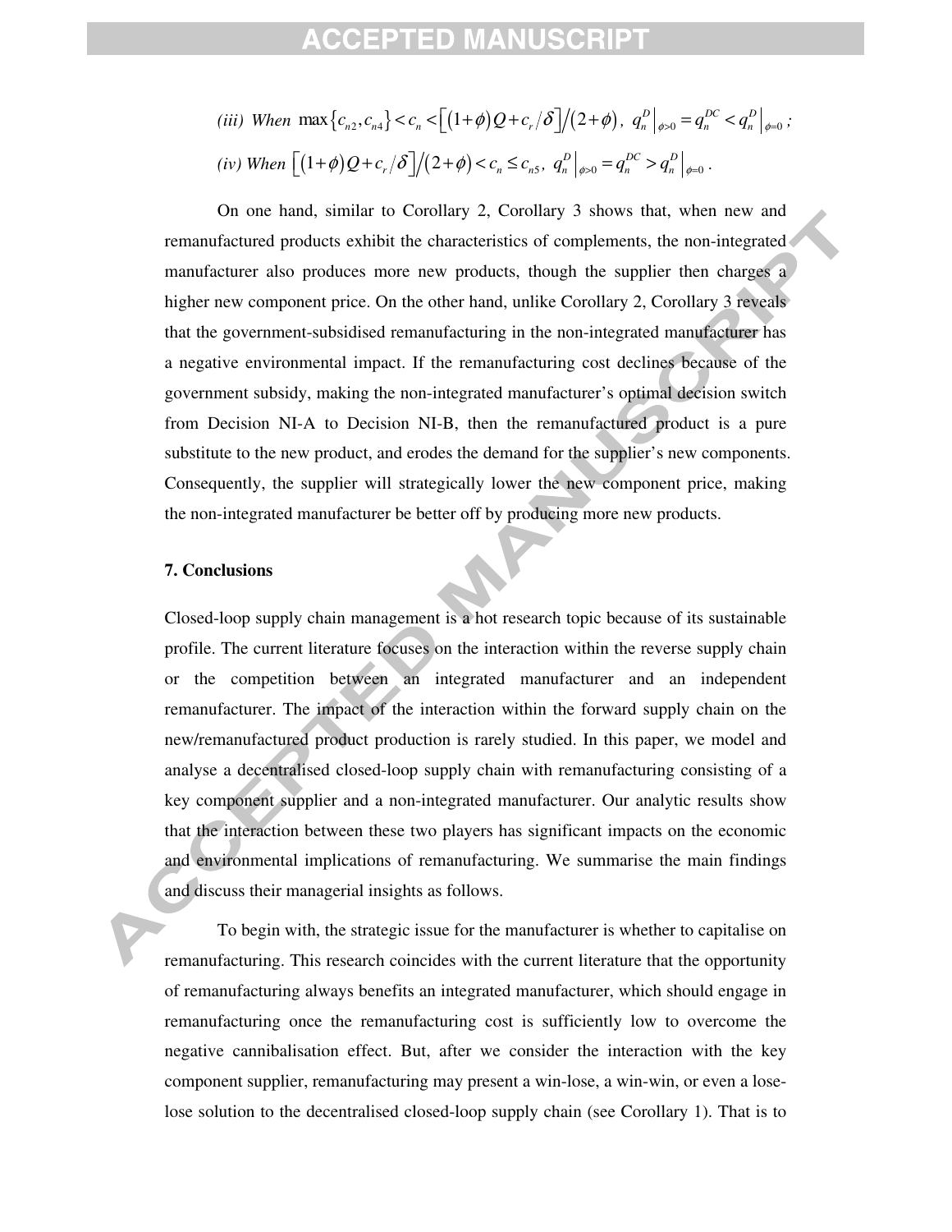*(iii) When* $\max\{c_{n2}, c_{n4}\} < c_n < \left[(1+\phi)Q + c_r/\delta\right]/(2+\phi)$, $q_n^D\big|_{\phi>0} = q_n^{DC} < q_n^D\big|_{\phi=0}$;

*(iv) When* $\left[(1+\phi)Q + c_r/\delta\right]/(2+\phi) < c_n \le c_{n5}$, $q_n^D\big|_{\phi>0} = q_n^{DC} > q_n^D\big|_{\phi=0}$.

On one hand, similar to Corollary 2, Corollary 3 shows that, when new and remanufactured products exhibit the characteristics of complements, the non-integrated manufacturer also produces more new products, though the supplier then charges a higher new component price. On the other hand, unlike Corollary 2, Corollary 3 reveals that the government-subsidised remanufacturing in the non-integrated manufacturer has a negative environmental impact. If the remanufacturing cost declines because of the government subsidy, making the non-integrated manufacturer's optimal decision switch from Decision NI-A to Decision NI-B, then the remanufactured product is a pure substitute to the new product, and erodes the demand for the supplier's new components. Consequently, the supplier will strategically lower the new component price, making the non-integrated manufacturer be better off by producing more new products.

## 7. Conclusions

Closed-loop supply chain management is a hot research topic because of its sustainable profile. The current literature focuses on the interaction within the reverse supply chain or the competition between an integrated manufacturer and an independent remanufacturer. The impact of the interaction within the forward supply chain on the new/remanufactured product production is rarely studied. In this paper, we model and analyse a decentralised closed-loop supply chain with remanufacturing consisting of a key component supplier and a non-integrated manufacturer. Our analytic results show that the interaction between these two players has significant impacts on the economic and environmental implications of remanufacturing. We summarise the main findings and discuss their managerial insights as follows.

To begin with, the strategic issue for the manufacturer is whether to capitalise on remanufacturing. This research coincides with the current literature that the opportunity of remanufacturing always benefits an integrated manufacturer, which should engage in remanufacturing once the remanufacturing cost is sufficiently low to overcome the negative cannibalisation effect. But, after we consider the interaction with the key component supplier, remanufacturing may present a win-lose, a win-win, or even a lose-lose solution to the decentralised closed-loop supply chain (see Corollary 1). That is to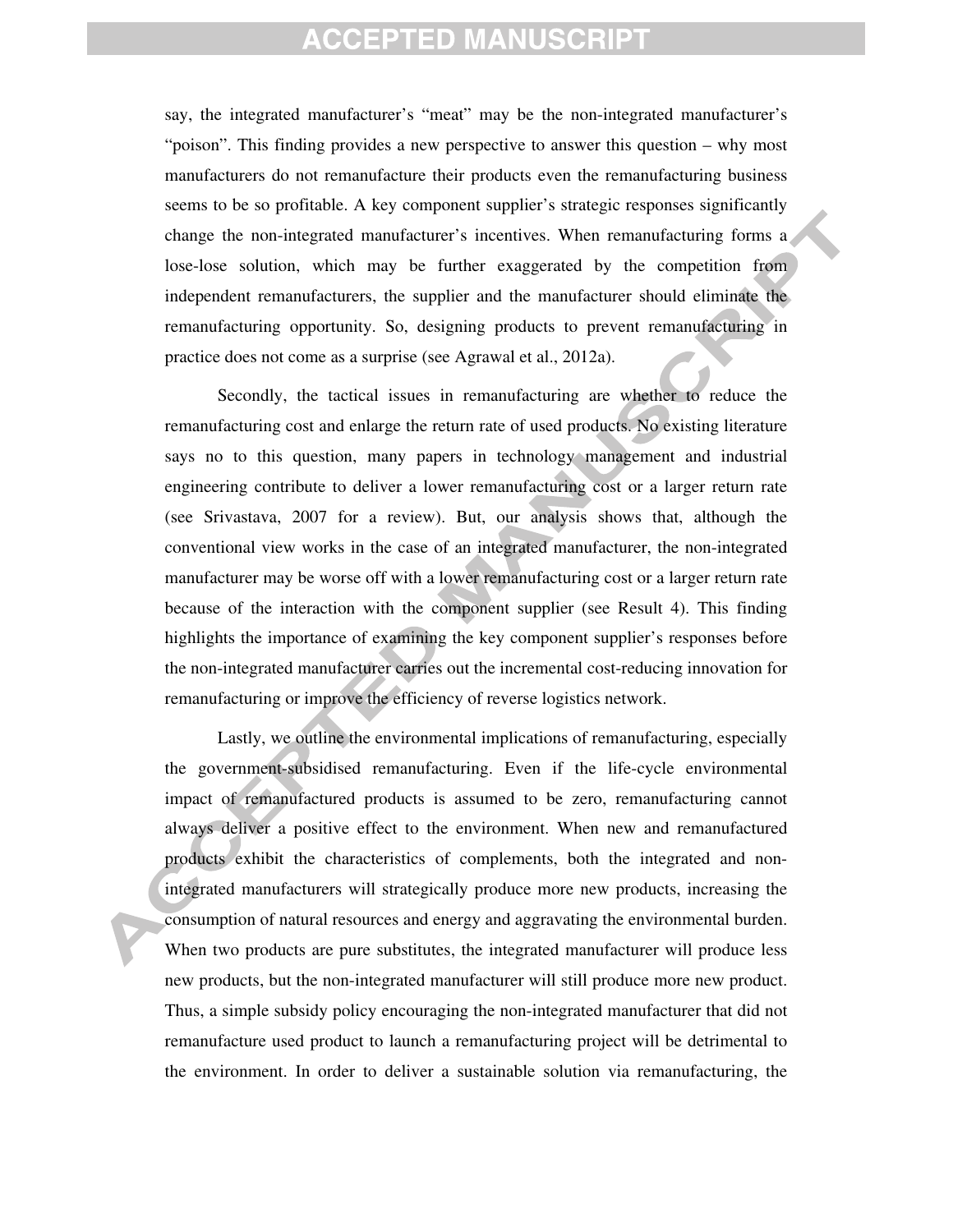say, the integrated manufacturer's "meat" may be the non-integrated manufacturer's "poison". This finding provides a new perspective to answer this question – why most manufacturers do not remanufacture their products even the remanufacturing business seems to be so profitable. A key component supplier's strategic responses significantly change the non-integrated manufacturer's incentives. When remanufacturing forms a lose-lose solution, which may be further exaggerated by the competition from independent remanufacturers, the supplier and the manufacturer should eliminate the remanufacturing opportunity. So, designing products to prevent remanufacturing in practice does not come as a surprise (see Agrawal et al., 2012a).

Secondly, the tactical issues in remanufacturing are whether to reduce the remanufacturing cost and enlarge the return rate of used products. No existing literature says no to this question, many papers in technology management and industrial engineering contribute to deliver a lower remanufacturing cost or a larger return rate (see Srivastava, 2007 for a review). But, our analysis shows that, although the conventional view works in the case of an integrated manufacturer, the non-integrated manufacturer may be worse off with a lower remanufacturing cost or a larger return rate because of the interaction with the component supplier (see Result 4). This finding highlights the importance of examining the key component supplier's responses before the non-integrated manufacturer carries out the incremental cost-reducing innovation for remanufacturing or improve the efficiency of reverse logistics network.

Lastly, we outline the environmental implications of remanufacturing, especially the government-subsidised remanufacturing. Even if the life-cycle environmental impact of remanufactured products is assumed to be zero, remanufacturing cannot always deliver a positive effect to the environment. When new and remanufactured products exhibit the characteristics of complements, both the integrated and non-integrated manufacturers will strategically produce more new products, increasing the consumption of natural resources and energy and aggravating the environmental burden. When two products are pure substitutes, the integrated manufacturer will produce less new products, but the non-integrated manufacturer will still produce more new product. Thus, a simple subsidy policy encouraging the non-integrated manufacturer that did not remanufacture used product to launch a remanufacturing project will be detrimental to the environment. In order to deliver a sustainable solution via remanufacturing, the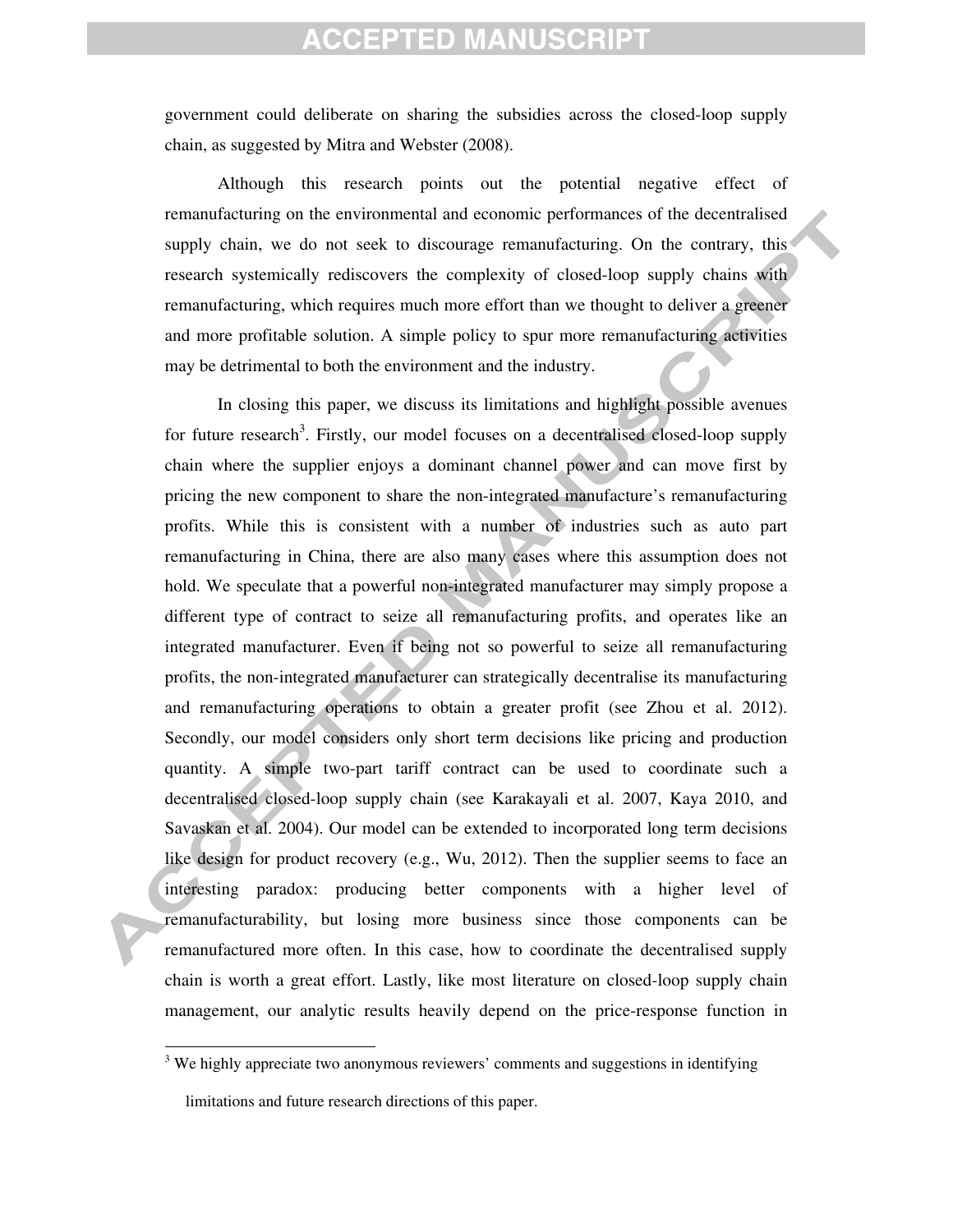government could deliberate on sharing the subsidies across the closed-loop supply chain, as suggested by Mitra and Webster (2008).

Although this research points out the potential negative effect of remanufacturing on the environmental and economic performances of the decentralised supply chain, we do not seek to discourage remanufacturing. On the contrary, this research systemically rediscovers the complexity of closed-loop supply chains with remanufacturing, which requires much more effort than we thought to deliver a greener and more profitable solution. A simple policy to spur more remanufacturing activities may be detrimental to both the environment and the industry.

In closing this paper, we discuss its limitations and highlight possible avenues for future research[3]. Firstly, our model focuses on a decentralised closed-loop supply chain where the supplier enjoys a dominant channel power and can move first by pricing the new component to share the non-integrated manufacture's remanufacturing profits. While this is consistent with a number of industries such as auto part remanufacturing in China, there are also many cases where this assumption does not hold. We speculate that a powerful non-integrated manufacturer may simply propose a different type of contract to seize all remanufacturing profits, and operates like an integrated manufacturer. Even if being not so powerful to seize all remanufacturing profits, the non-integrated manufacturer can strategically decentralise its manufacturing and remanufacturing operations to obtain a greater profit (see Zhou et al. 2012). Secondly, our model considers only short term decisions like pricing and production quantity. A simple two-part tariff contract can be used to coordinate such a decentralised closed-loop supply chain (see Karakayali et al. 2007, Kaya 2010, and Savaskan et al. 2004). Our model can be extended to incorporated long term decisions like design for product recovery (e.g., Wu, 2012). Then the supplier seems to face an interesting paradox: producing better components with a higher level of remanufacturability, but losing more business since those components can be remanufactured more often. In this case, how to coordinate the decentralised supply chain is worth a great effort. Lastly, like most literature on closed-loop supply chain management, our analytic results heavily depend on the price-response function in

[3] We highly appreciate two anonymous reviewers' comments and suggestions in identifying limitations and future research directions of this paper.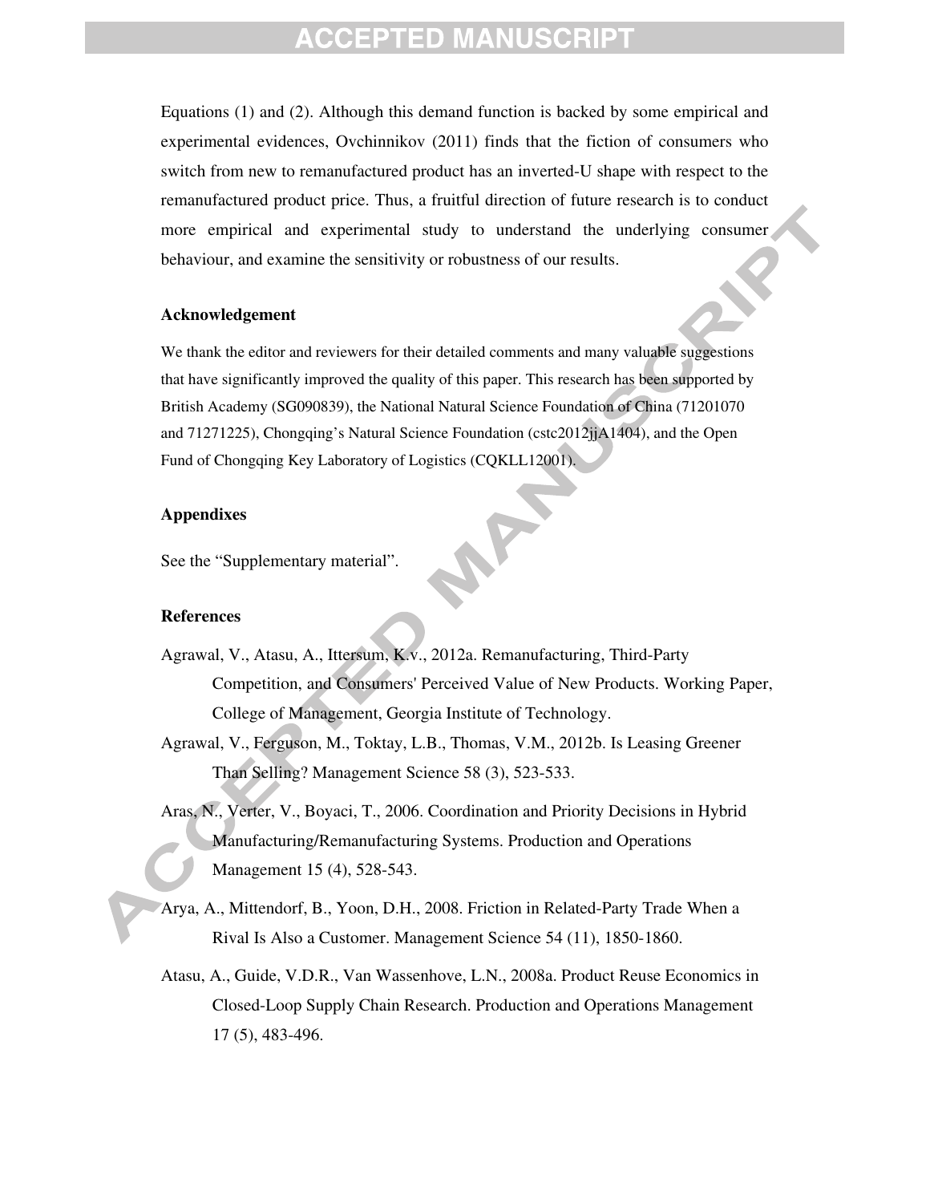Equations (1) and (2). Although this demand function is backed by some empirical and experimental evidences, Ovchinnikov (2011) finds that the fiction of consumers who switch from new to remanufactured product has an inverted-U shape with respect to the remanufactured product price. Thus, a fruitful direction of future research is to conduct more empirical and experimental study to understand the underlying consumer behaviour, and examine the sensitivity or robustness of our results.

### Acknowledgement

We thank the editor and reviewers for their detailed comments and many valuable suggestions that have significantly improved the quality of this paper. This research has been supported by British Academy (SG090839), the National Natural Science Foundation of China (71201070 and 71271225), Chongqing's Natural Science Foundation (cstc2012jjA1404), and the Open Fund of Chongqing Key Laboratory of Logistics (CQKLL12001).

### Appendixes

See the "Supplementary material".

### References

Agrawal, V., Atasu, A., Ittersum, K.v., 2012a. Remanufacturing, Third-Party Competition, and Consumers' Perceived Value of New Products. Working Paper, College of Management, Georgia Institute of Technology.

Agrawal, V., Ferguson, M., Toktay, L.B., Thomas, V.M., 2012b. Is Leasing Greener Than Selling? Management Science 58 (3), 523-533.

Aras, N., Verter, V., Boyaci, T., 2006. Coordination and Priority Decisions in Hybrid Manufacturing/Remanufacturing Systems. Production and Operations Management 15 (4), 528-543.

Arya, A., Mittendorf, B., Yoon, D.H., 2008. Friction in Related-Party Trade When a Rival Is Also a Customer. Management Science 54 (11), 1850-1860.

Atasu, A., Guide, V.D.R., Van Wassenhove, L.N., 2008a. Product Reuse Economics in Closed-Loop Supply Chain Research. Production and Operations Management 17 (5), 483-496.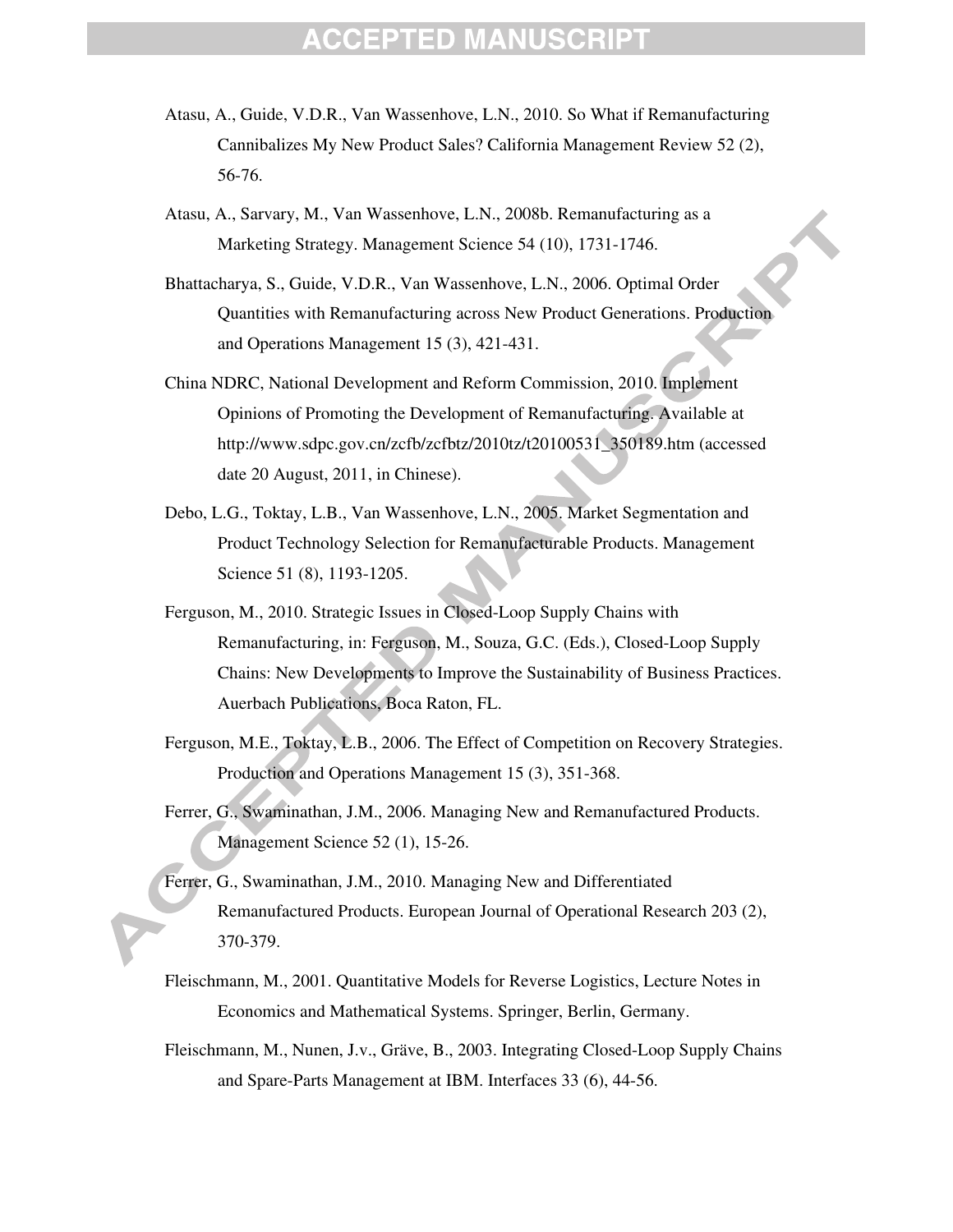Atasu, A., Guide, V.D.R., Van Wassenhove, L.N., 2010. So What if Remanufacturing Cannibalizes My New Product Sales? California Management Review 52 (2), 56-76.

Atasu, A., Sarvary, M., Van Wassenhove, L.N., 2008b. Remanufacturing as a Marketing Strategy. Management Science 54 (10), 1731-1746.

Bhattacharya, S., Guide, V.D.R., Van Wassenhove, L.N., 2006. Optimal Order Quantities with Remanufacturing across New Product Generations. Production and Operations Management 15 (3), 421-431.

China NDRC, National Development and Reform Commission, 2010. Implement Opinions of Promoting the Development of Remanufacturing. Available at http://www.sdpc.gov.cn/zcfb/zcfbtz/2010tz/t20100531_350189.htm (accessed date 20 August, 2011, in Chinese).

Debo, L.G., Toktay, L.B., Van Wassenhove, L.N., 2005. Market Segmentation and Product Technology Selection for Remanufacturable Products. Management Science 51 (8), 1193-1205.

Ferguson, M., 2010. Strategic Issues in Closed-Loop Supply Chains with Remanufacturing, in: Ferguson, M., Souza, G.C. (Eds.), Closed-Loop Supply Chains: New Developments to Improve the Sustainability of Business Practices. Auerbach Publications, Boca Raton, FL.

Ferguson, M.E., Toktay, L.B., 2006. The Effect of Competition on Recovery Strategies. Production and Operations Management 15 (3), 351-368.

Ferrer, G., Swaminathan, J.M., 2006. Managing New and Remanufactured Products. Management Science 52 (1), 15-26.

Ferrer, G., Swaminathan, J.M., 2010. Managing New and Differentiated Remanufactured Products. European Journal of Operational Research 203 (2), 370-379.

Fleischmann, M., 2001. Quantitative Models for Reverse Logistics, Lecture Notes in Economics and Mathematical Systems. Springer, Berlin, Germany.

Fleischmann, M., Nunen, J.v., Gräve, B., 2003. Integrating Closed-Loop Supply Chains and Spare-Parts Management at IBM. Interfaces 33 (6), 44-56.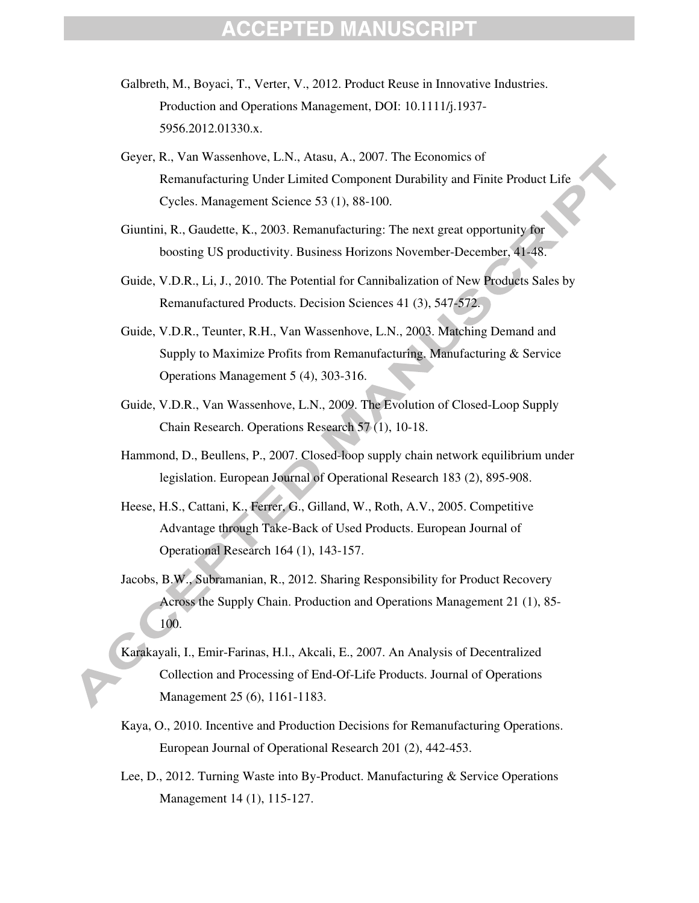Galbreth, M., Boyaci, T., Verter, V., 2012. Product Reuse in Innovative Industries. Production and Operations Management, DOI: 10.1111/j.1937-5956.2012.01330.x.

Geyer, R., Van Wassenhove, L.N., Atasu, A., 2007. The Economics of Remanufacturing Under Limited Component Durability and Finite Product Life Cycles. Management Science 53 (1), 88-100.

Giuntini, R., Gaudette, K., 2003. Remanufacturing: The next great opportunity for boosting US productivity. Business Horizons November-December, 41-48.

Guide, V.D.R., Li, J., 2010. The Potential for Cannibalization of New Products Sales by Remanufactured Products. Decision Sciences 41 (3), 547-572.

Guide, V.D.R., Teunter, R.H., Van Wassenhove, L.N., 2003. Matching Demand and Supply to Maximize Profits from Remanufacturing. Manufacturing & Service Operations Management 5 (4), 303-316.

Guide, V.D.R., Van Wassenhove, L.N., 2009. The Evolution of Closed-Loop Supply Chain Research. Operations Research 57 (1), 10-18.

Hammond, D., Beullens, P., 2007. Closed-loop supply chain network equilibrium under legislation. European Journal of Operational Research 183 (2), 895-908.

Heese, H.S., Cattani, K., Ferrer, G., Gilland, W., Roth, A.V., 2005. Competitive Advantage through Take-Back of Used Products. European Journal of Operational Research 164 (1), 143-157.

Jacobs, B.W., Subramanian, R., 2012. Sharing Responsibility for Product Recovery Across the Supply Chain. Production and Operations Management 21 (1), 85-100.

Karakayali, I., Emir-Farinas, H.l., Akcali, E., 2007. An Analysis of Decentralized Collection and Processing of End-Of-Life Products. Journal of Operations Management 25 (6), 1161-1183.

Kaya, O., 2010. Incentive and Production Decisions for Remanufacturing Operations. European Journal of Operational Research 201 (2), 442-453.

Lee, D., 2012. Turning Waste into By-Product. Manufacturing & Service Operations Management 14 (1), 115-127.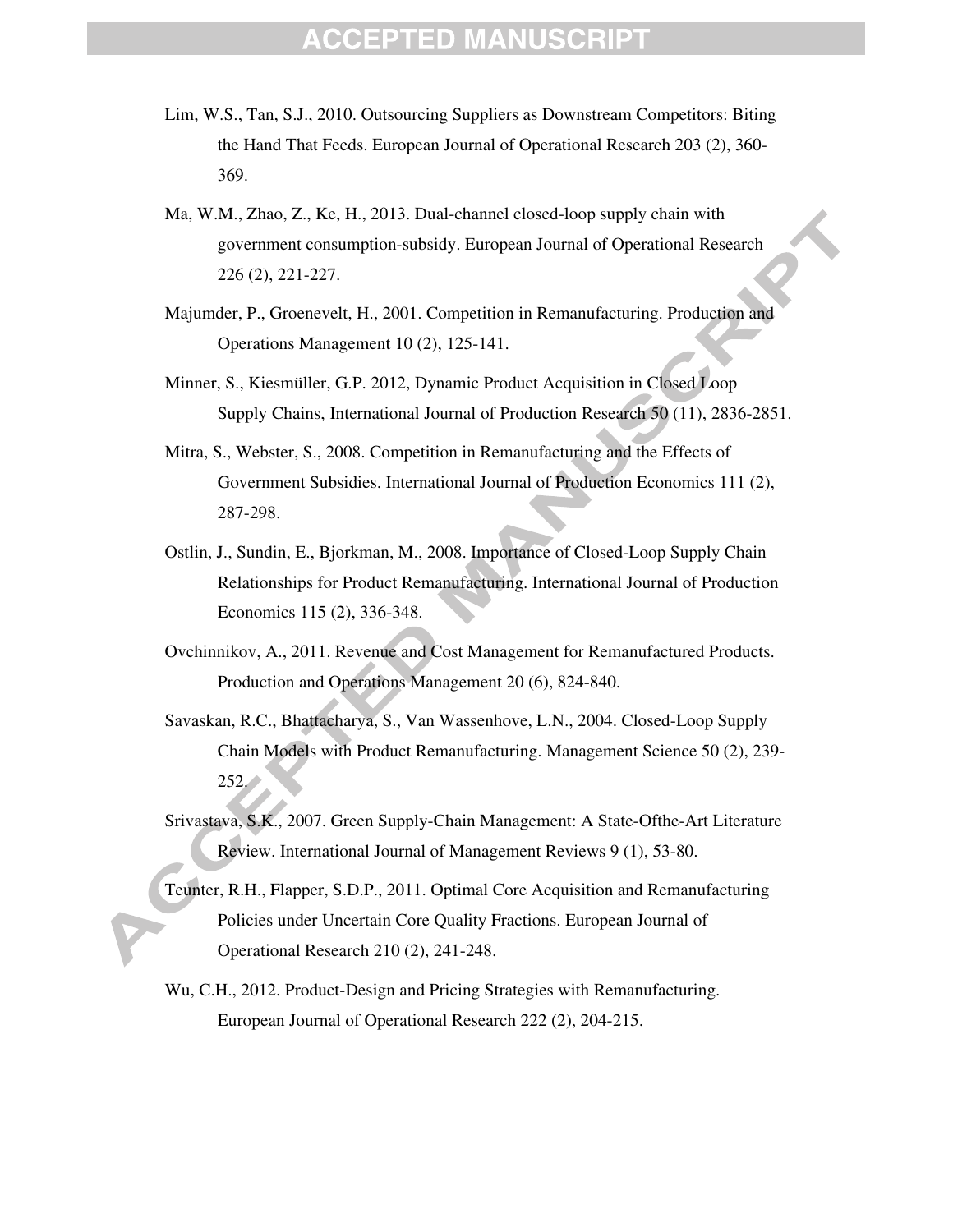Lim, W.S., Tan, S.J., 2010. Outsourcing Suppliers as Downstream Competitors: Biting the Hand That Feeds. European Journal of Operational Research 203 (2), 360-369.

Ma, W.M., Zhao, Z., Ke, H., 2013. Dual-channel closed-loop supply chain with government consumption-subsidy. European Journal of Operational Research 226 (2), 221-227.

Majumder, P., Groenevelt, H., 2001. Competition in Remanufacturing. Production and Operations Management 10 (2), 125-141.

Minner, S., Kiesmüller, G.P. 2012, Dynamic Product Acquisition in Closed Loop Supply Chains, International Journal of Production Research 50 (11), 2836-2851.

Mitra, S., Webster, S., 2008. Competition in Remanufacturing and the Effects of Government Subsidies. International Journal of Production Economics 111 (2), 287-298.

Ostlin, J., Sundin, E., Bjorkman, M., 2008. Importance of Closed-Loop Supply Chain Relationships for Product Remanufacturing. International Journal of Production Economics 115 (2), 336-348.

Ovchinnikov, A., 2011. Revenue and Cost Management for Remanufactured Products. Production and Operations Management 20 (6), 824-840.

Savaskan, R.C., Bhattacharya, S., Van Wassenhove, L.N., 2004. Closed-Loop Supply Chain Models with Product Remanufacturing. Management Science 50 (2), 239-252.

Srivastava, S.K., 2007. Green Supply-Chain Management: A State-Ofthe-Art Literature Review. International Journal of Management Reviews 9 (1), 53-80.

Teunter, R.H., Flapper, S.D.P., 2011. Optimal Core Acquisition and Remanufacturing Policies under Uncertain Core Quality Fractions. European Journal of Operational Research 210 (2), 241-248.

Wu, C.H., 2012. Product-Design and Pricing Strategies with Remanufacturing. European Journal of Operational Research 222 (2), 204-215.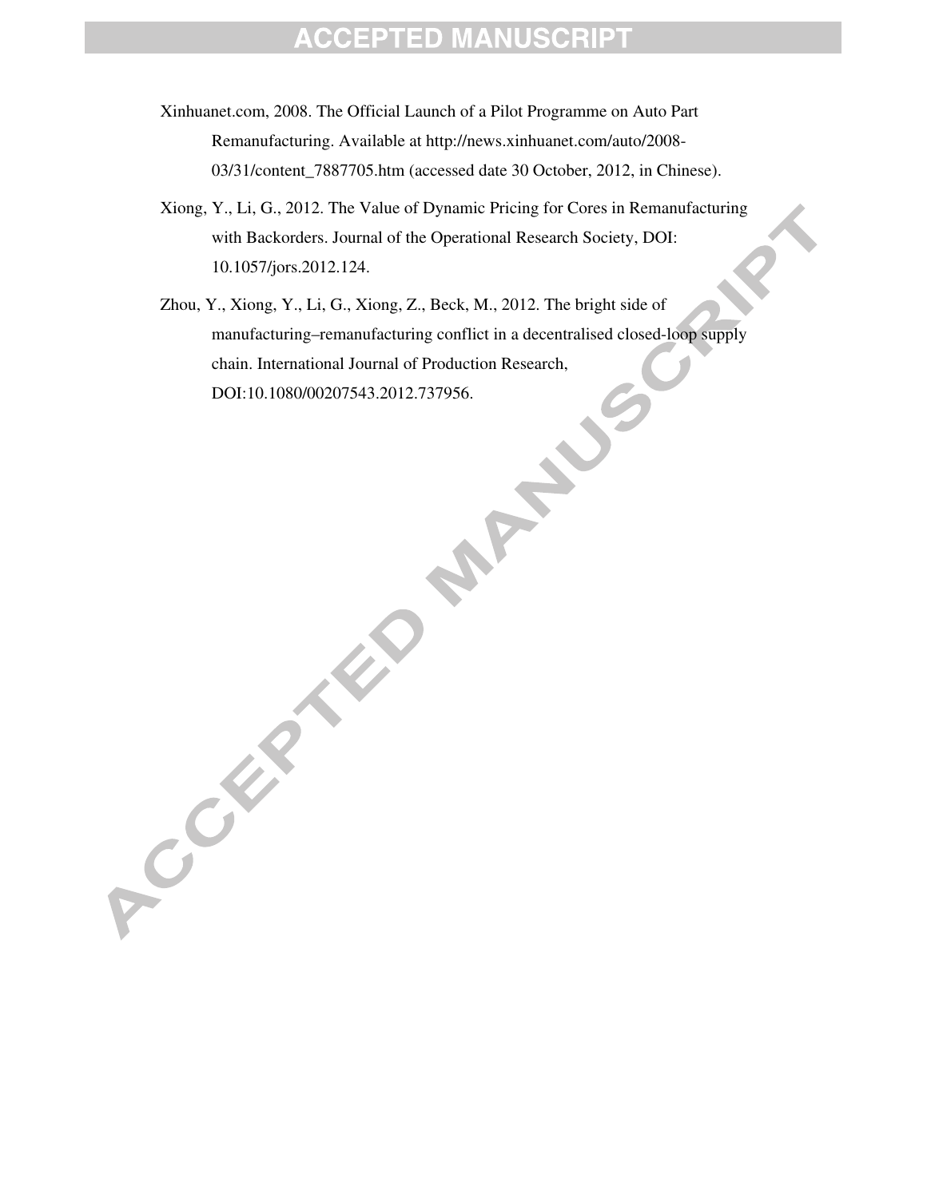Xinhuanet.com, 2008. The Official Launch of a Pilot Programme on Auto Part Remanufacturing. Available at http://news.xinhuanet.com/auto/2008-03/31/content_7887705.htm (accessed date 30 October, 2012, in Chinese).

Xiong, Y., Li, G., 2012. The Value of Dynamic Pricing for Cores in Remanufacturing with Backorders. Journal of the Operational Research Society, DOI: 10.1057/jors.2012.124.

Zhou, Y., Xiong, Y., Li, G., Xiong, Z., Beck, M., 2012. The bright side of manufacturing–remanufacturing conflict in a decentralised closed-loop supply chain. International Journal of Production Research, DOI:10.1080/00207543.2012.737956.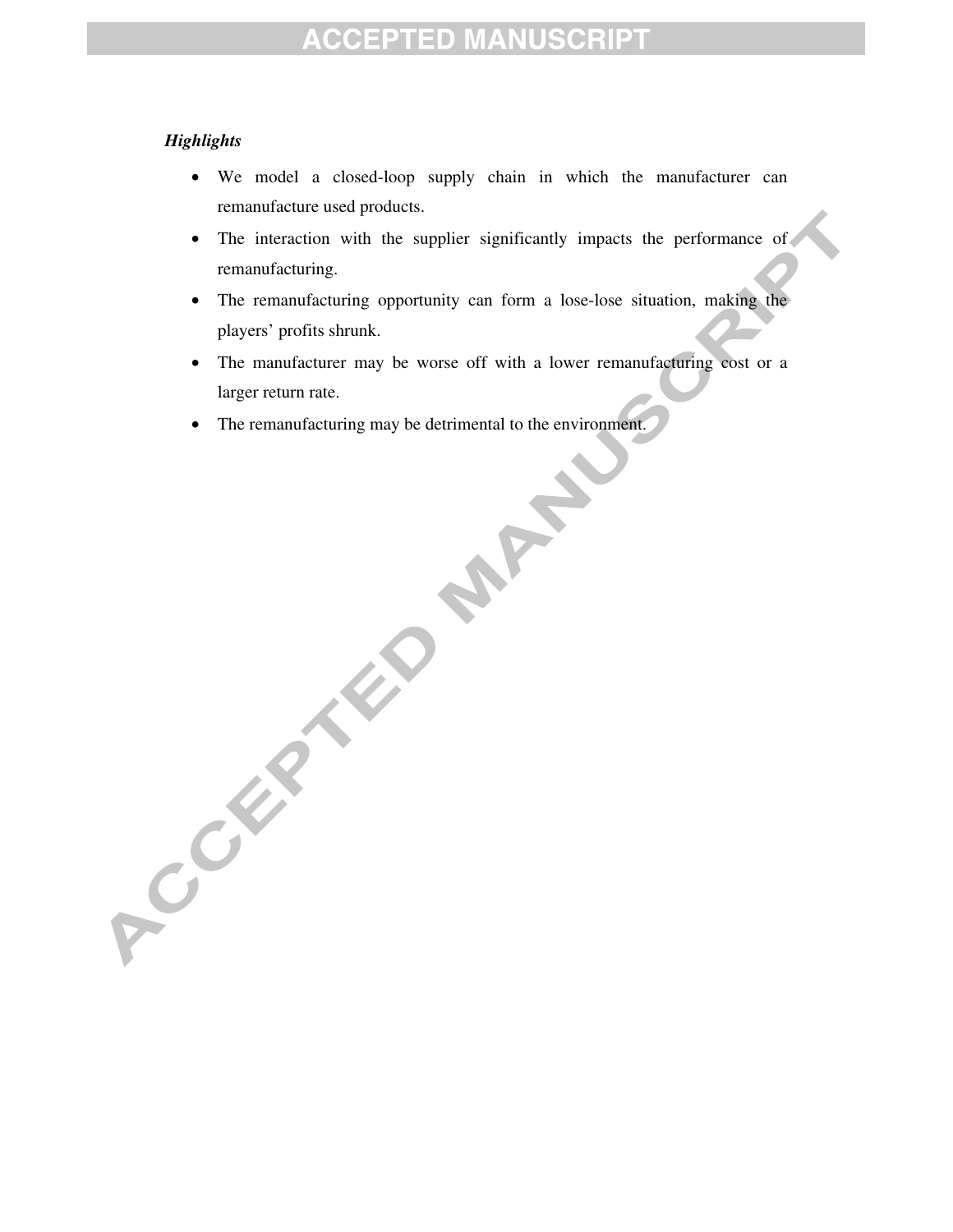*Highlights*

- We model a closed-loop supply chain in which the manufacturer can remanufacture used products.
- The interaction with the supplier significantly impacts the performance of remanufacturing.
- The remanufacturing opportunity can form a lose-lose situation, making the players' profits shrunk.
- The manufacturer may be worse off with a lower remanufacturing cost or a larger return rate.
- The remanufacturing may be detrimental to the environment.